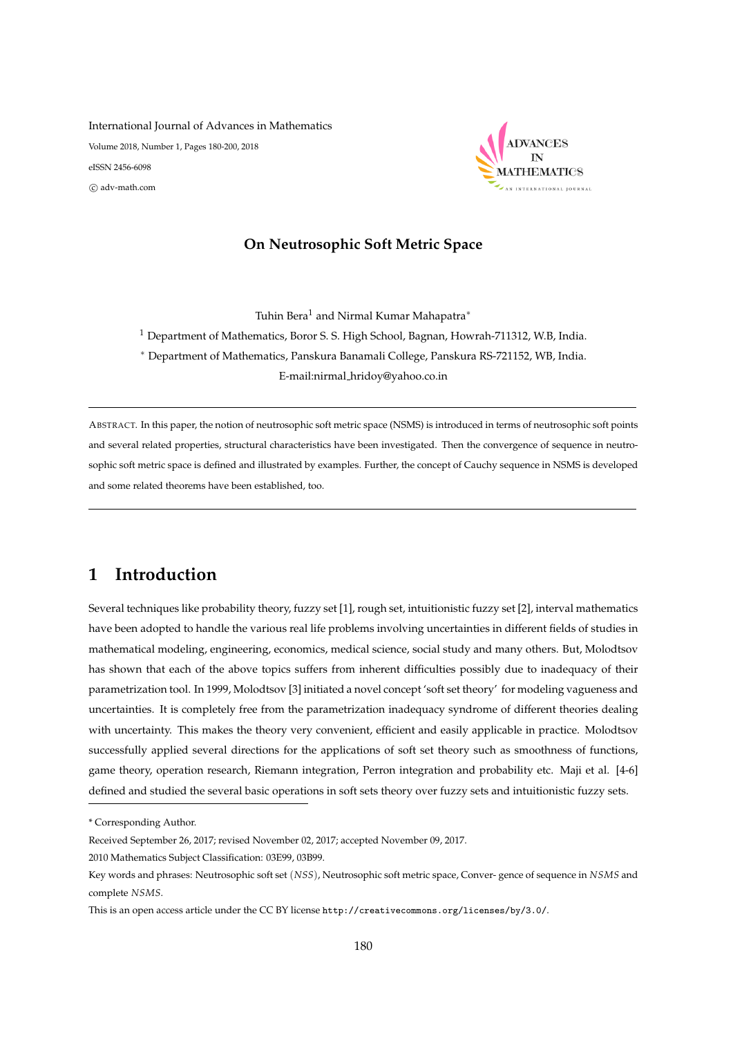International Journal of Advances in Mathematics
Volume 2018, Number 1, Pages 180-200, 2018
eISSN 2456-6098
© adv-math.com

# On Neutrosophic Soft Metric Space

Tuhin Bera[1] and Nirmal Kumar Mahapatra*

[1] Department of Mathematics, Boror S. S. High School, Bagnan, Howrah-711312, W.B, India.

* Department of Mathematics, Panskura Banamali College, Panskura RS-721152, WB, India.

E-mail:nirmal_hridoy@yahoo.co.in

---

ABSTRACT. In this paper, the notion of neutrosophic soft metric space (NSMS) is introduced in terms of neutrosophic soft points and several related properties, structural characteristics have been investigated. Then the convergence of sequence in neutrosophic soft metric space is defined and illustrated by examples. Further, the concept of Cauchy sequence in NSMS is developed and some related theorems have been established, too.

---

## 1 Introduction

Several techniques like probability theory, fuzzy set [1], rough set, intuitionistic fuzzy set [2], interval mathematics have been adopted to handle the various real life problems involving uncertainties in different fields of studies in mathematical modeling, engineering, economics, medical science, social study and many others. But, Molodtsov has shown that each of the above topics suffers from inherent difficulties possibly due to inadequacy of their parametrization tool. In 1999, Molodtsov [3] initiated a novel concept 'soft set theory' for modeling vagueness and uncertainties. It is completely free from the parametrization inadequacy syndrome of different theories dealing with uncertainty. This makes the theory very convenient, efficient and easily applicable in practice. Molodtsov successfully applied several directions for the applications of soft set theory such as smoothness of functions, game theory, operation research, Riemann integration, Perron integration and probability etc. Maji et al. [4-6] defined and studied the several basic operations in soft sets theory over fuzzy sets and intuitionistic fuzzy sets.

---

* Corresponding Author.

Received September 26, 2017; revised November 02, 2017; accepted November 09, 2017.

2010 Mathematics Subject Classification: 03E99, 03B99.

Key words and phrases: Neutrosophic soft set $(NSS)$, Neutrosophic soft metric space, Conver- gence of sequence in $NSMS$ and complete $NSMS$.

This is an open access article under the CC BY license `http://creativecommons.org/licenses/by/3.0/`.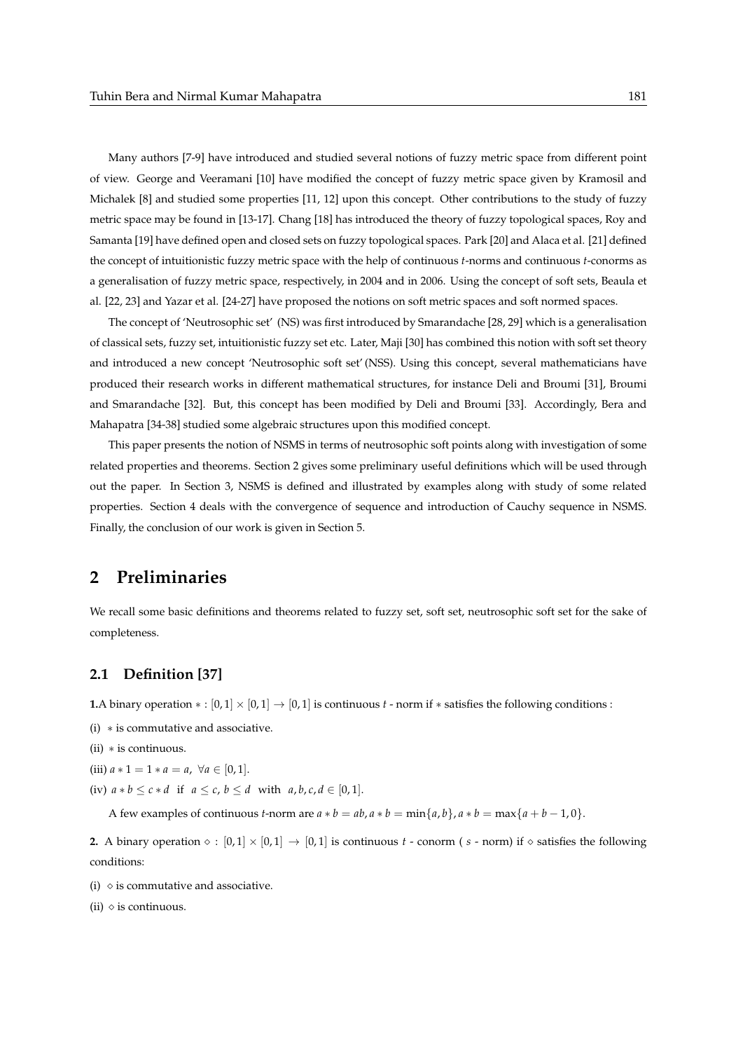Many authors [7-9] have introduced and studied several notions of fuzzy metric space from different point of view. George and Veeramani [10] have modified the concept of fuzzy metric space given by Kramosil and Michalek [8] and studied some properties [11, 12] upon this concept. Other contributions to the study of fuzzy metric space may be found in [13-17]. Chang [18] has introduced the theory of fuzzy topological spaces, Roy and Samanta [19] have defined open and closed sets on fuzzy topological spaces. Park [20] and Alaca et al. [21] defined the concept of intuitionistic fuzzy metric space with the help of continuous $t$-norms and continuous $t$-conorms as a generalisation of fuzzy metric space, respectively, in 2004 and in 2006. Using the concept of soft sets, Beaula et al. [22, 23] and Yazar et al. [24-27] have proposed the notions on soft metric spaces and soft normed spaces.

The concept of 'Neutrosophic set' (NS) was first introduced by Smarandache [28, 29] which is a generalisation of classical sets, fuzzy set, intuitionistic fuzzy set etc. Later, Maji [30] has combined this notion with soft set theory and introduced a new concept 'Neutrosophic soft set' (NSS). Using this concept, several mathematicians have produced their research works in different mathematical structures, for instance Deli and Broumi [31], Broumi and Smarandache [32]. But, this concept has been modified by Deli and Broumi [33]. Accordingly, Bera and Mahapatra [34-38] studied some algebraic structures upon this modified concept.

This paper presents the notion of NSMS in terms of neutrosophic soft points along with investigation of some related properties and theorems. Section 2 gives some preliminary useful definitions which will be used through out the paper. In Section 3, NSMS is defined and illustrated by examples along with study of some related properties. Section 4 deals with the convergence of sequence and introduction of Cauchy sequence in NSMS. Finally, the conclusion of our work is given in Section 5.

## 2 Preliminaries

We recall some basic definitions and theorems related to fuzzy set, soft set, neutrosophic soft set for the sake of completeness.

### 2.1 Definition [37]

**1.** A binary operation $* : [0,1] \times [0,1] \to [0,1]$ is continuous $t$ - norm if $*$ satisfies the following conditions :

(i) $*$ is commutative and associative.

(ii) $*$ is continuous.

(iii) $a * 1 = 1 * a = a, \ \forall a \in [0,1]$.

(iv) $a * b \leq c * d$ if $a \leq c, \ b \leq d$ with $a, b, c, d \in [0,1]$.

A few examples of continuous $t$-norm are $a * b = ab, a * b = \min\{a, b\}, a * b = \max\{a + b - 1, 0\}$.

**2.** A binary operation $\diamond : [0,1] \times [0,1] \to [0,1]$ is continuous $t$ - conorm ( $s$ - norm) if $\diamond$ satisfies the following conditions:

(i) $\diamond$ is commutative and associative.

(ii) $\diamond$ is continuous.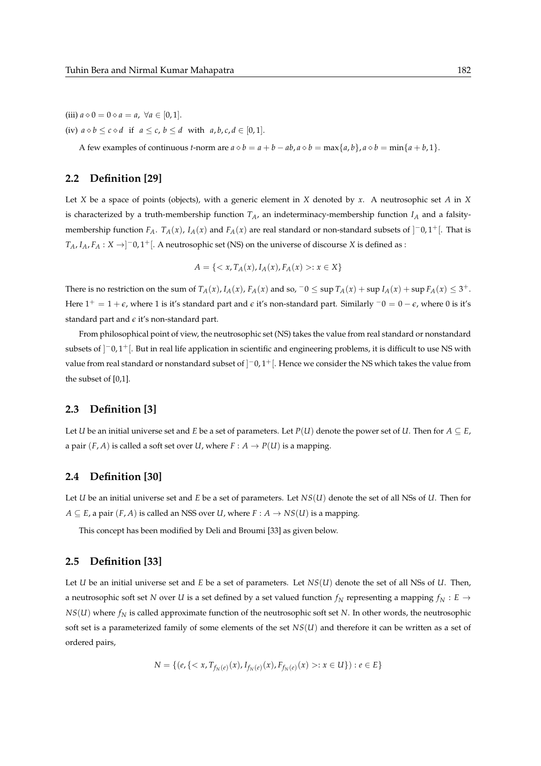(iii) $a \diamond 0 = 0 \diamond a = a, \ \forall a \in [0,1]$.

(iv) $a \diamond b \leq c \diamond d$ if $a \leq c, \ b \leq d$ with $a, b, c, d \in [0,1]$.

A few examples of continuous *t*-norm are $a \diamond b = a + b - ab, a \diamond b = \max\{a, b\}, a \diamond b = \min\{a + b, 1\}$.

## 2.2 Definition [29]

Let $X$ be a space of points (objects), with a generic element in $X$ denoted by $x$. A neutrosophic set $A$ in $X$ is characterized by a truth-membership function $T_A$, an indeterminacy-membership function $I_A$ and a falsity-membership function $F_A$. $T_A(x)$, $I_A(x)$ and $F_A(x)$ are real standard or non-standard subsets of $]^-0, 1^+[$. That is $T_A, I_A, F_A : X \to ]^-0, 1^+[$. A neutrosophic set (NS) on the universe of discourse $X$ is defined as :

$$A = \{< x, T_A(x), I_A(x), F_A(x) >: x \in X\}$$

There is no restriction on the sum of $T_A(x)$, $I_A(x)$, $F_A(x)$ and so, $^-0 \leq \sup T_A(x) + \sup I_A(x) + \sup F_A(x) \leq 3^+$. Here $1^+ = 1 + \epsilon$, where 1 is it's standard part and $\epsilon$ it's non-standard part. Similarly $^-0 = 0 - \epsilon$, where 0 is it's standard part and $\epsilon$ it's non-standard part.

From philosophical point of view, the neutrosophic set (NS) takes the value from real standard or nonstandard subsets of $]^-0, 1^+[$. But in real life application in scientific and engineering problems, it is difficult to use NS with value from real standard or nonstandard subset of $]^-0, 1^+[$. Hence we consider the NS which takes the value from the subset of [0,1].

## 2.3 Definition [3]

Let $U$ be an initial universe set and $E$ be a set of parameters. Let $P(U)$ denote the power set of $U$. Then for $A \subseteq E$, a pair $(F, A)$ is called a soft set over $U$, where $F : A \to P(U)$ is a mapping.

## 2.4 Definition [30]

Let $U$ be an initial universe set and $E$ be a set of parameters. Let $NS(U)$ denote the set of all NSs of $U$. Then for $A \subseteq E$, a pair $(F, A)$ is called an NSS over $U$, where $F : A \to NS(U)$ is a mapping.

This concept has been modified by Deli and Broumi [33] as given below.

## 2.5 Definition [33]

Let $U$ be an initial universe set and $E$ be a set of parameters. Let $NS(U)$ denote the set of all NSs of $U$. Then, a neutrosophic soft set $N$ over $U$ is a set defined by a set valued function $f_N$ representing a mapping $f_N : E \to NS(U)$ where $f_N$ is called approximate function of the neutrosophic soft set $N$. In other words, the neutrosophic soft set is a parameterized family of some elements of the set $NS(U)$ and therefore it can be written as a set of ordered pairs,

$$N = \{(e, \{< x, T_{f_N(e)}(x), I_{f_N(e)}(x), F_{f_N(e)}(x) >: x \in U\}) : e \in E\}$$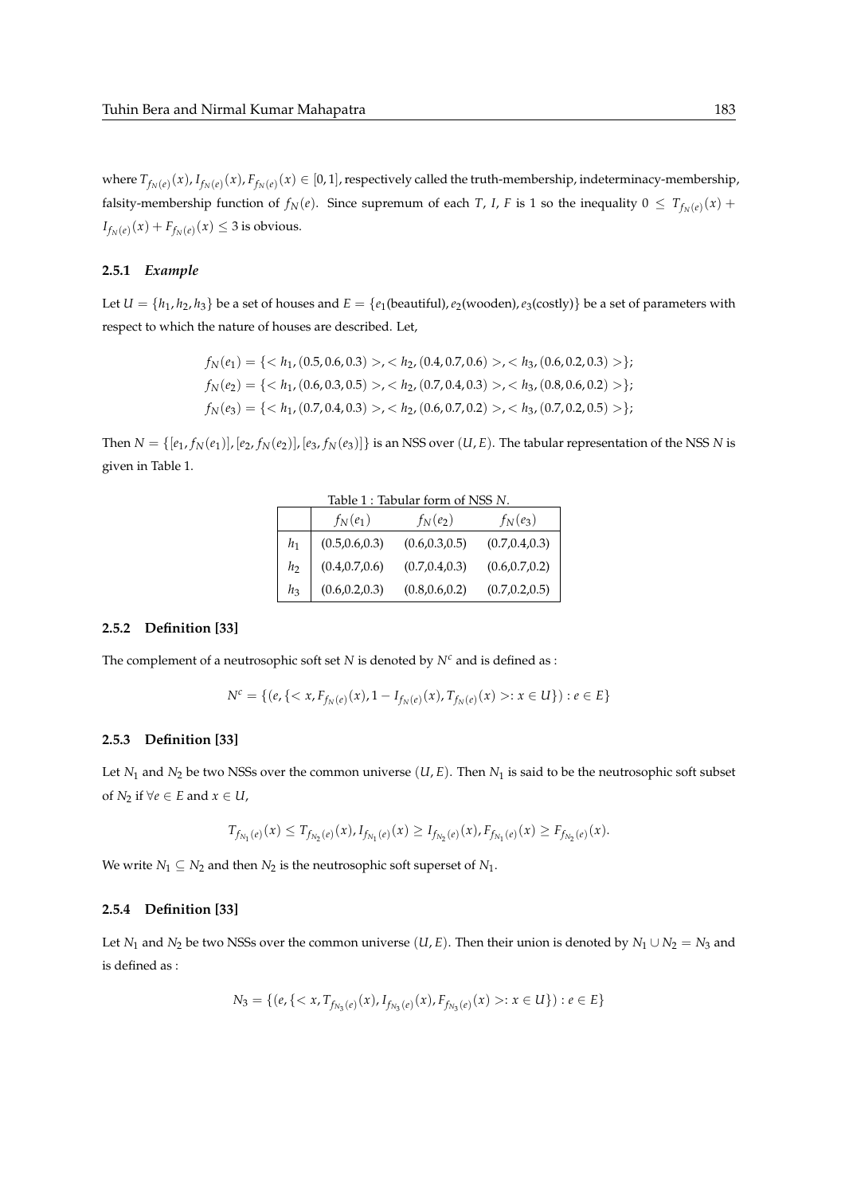where $T_{f_N(e)}(x), I_{f_N(e)}(x), F_{f_N(e)}(x) \in [0,1]$, respectively called the truth-membership, indeterminacy-membership, falsity-membership function of $f_N(e)$. Since supremum of each $T$, $I$, $F$ is 1 so the inequality $0 \leq T_{f_N(e)}(x) + I_{f_N(e)}(x) + F_{f_N(e)}(x) \leq 3$ is obvious.

### 2.5.1 *Example*

Let $U = \{h_1, h_2, h_3\}$ be a set of houses and $E = \{e_1(\text{beautiful}), e_2(\text{wooden}), e_3(\text{costly})\}$ be a set of parameters with respect to which the nature of houses are described. Let,

$$f_N(e_1) = \{< h_1, (0.5, 0.6, 0.3) >, < h_2, (0.4, 0.7, 0.6) >, < h_3, (0.6, 0.2, 0.3) >\};$$
$$f_N(e_2) = \{< h_1, (0.6, 0.3, 0.5) >, < h_2, (0.7, 0.4, 0.3) >, < h_3, (0.8, 0.6, 0.2) >\};$$
$$f_N(e_3) = \{< h_1, (0.7, 0.4, 0.3) >, < h_2, (0.6, 0.7, 0.2) >, < h_3, (0.7, 0.2, 0.5) >\};$$

Then $N = \{[e_1, f_N(e_1)], [e_2, f_N(e_2)], [e_3, f_N(e_3)]\}$ is an NSS over $(U, E)$. The tabular representation of the NSS $N$ is given in Table 1.

Table 1 : Tabular form of NSS $N$.

| | $f_N(e_1)$ | $f_N(e_2)$ | $f_N(e_3)$ |
|---|---|---|---|
| $h_1$ | (0.5,0.6,0.3) | (0.6,0.3,0.5) | (0.7,0.4,0.3) |
| $h_2$ | (0.4,0.7,0.6) | (0.7,0.4,0.3) | (0.6,0.7,0.2) |
| $h_3$ | (0.6,0.2,0.3) | (0.8,0.6,0.2) | (0.7,0.2,0.5) |

### 2.5.2 Definition [33]

The complement of a neutrosophic soft set $N$ is denoted by $N^c$ and is defined as :

$$N^c = \{(e, \{< x, F_{f_N(e)}(x), 1 - I_{f_N(e)}(x), T_{f_N(e)}(x) >: x \in U\}) : e \in E\}$$

### 2.5.3 Definition [33]

Let $N_1$ and $N_2$ be two NSSs over the common universe $(U, E)$. Then $N_1$ is said to be the neutrosophic soft subset of $N_2$ if $\forall e \in E$ and $x \in U$,

$$T_{f_{N_1}(e)}(x) \leq T_{f_{N_2}(e)}(x), I_{f_{N_1}(e)}(x) \geq I_{f_{N_2}(e)}(x), F_{f_{N_1}(e)}(x) \geq F_{f_{N_2}(e)}(x).$$

We write $N_1 \subseteq N_2$ and then $N_2$ is the neutrosophic soft superset of $N_1$.

### 2.5.4 Definition [33]

Let $N_1$ and $N_2$ be two NSSs over the common universe $(U, E)$. Then their union is denoted by $N_1 \cup N_2 = N_3$ and is defined as :

$$N_3 = \{(e, \{< x, T_{f_{N_3}(e)}(x), I_{f_{N_3}(e)}(x), F_{f_{N_3}(e)}(x) >: x \in U\}) : e \in E\}$$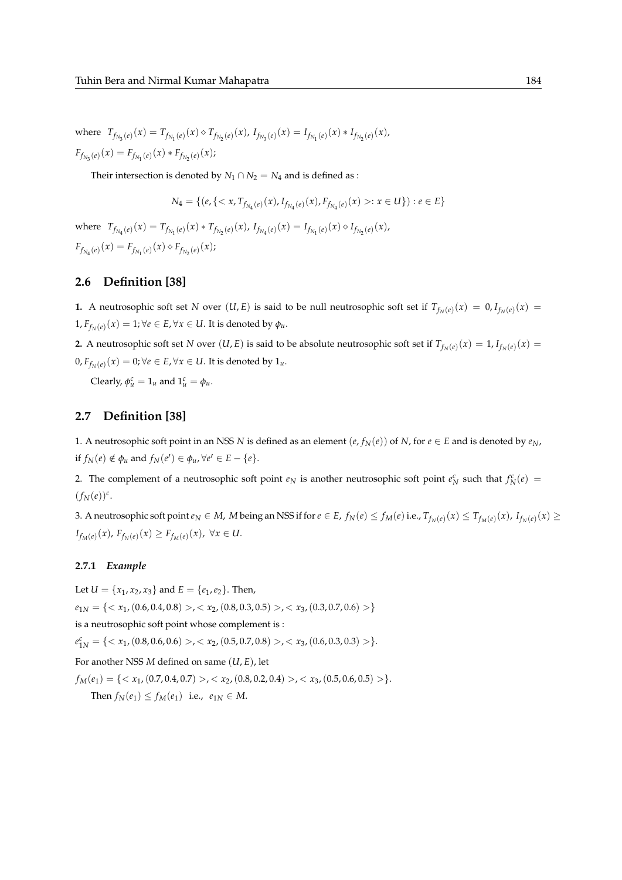where $T_{f_{N_3}(e)}(x) = T_{f_{N_1}(e)}(x) \diamond T_{f_{N_2}(e)}(x)$, $I_{f_{N_3}(e)}(x) = I_{f_{N_1}(e)}(x) * I_{f_{N_2}(e)}(x)$, $F_{f_{N_3}(e)}(x) = F_{f_{N_1}(e)}(x) * F_{f_{N_2}(e)}(x)$;

Their intersection is denoted by $N_1 \cap N_2 = N_4$ and is defined as :

$$N_4 = \{(e, \{< x, T_{f_{N_4}(e)}(x), I_{f_{N_4}(e)}(x), F_{f_{N_4}(e)}(x) >: x \in U\}) : e \in E\}$$

where $T_{f_{N_4}(e)}(x) = T_{f_{N_1}(e)}(x) * T_{f_{N_2}(e)}(x)$, $I_{f_{N_4}(e)}(x) = I_{f_{N_1}(e)}(x) \diamond I_{f_{N_2}(e)}(x)$, $F_{f_{N_4}(e)}(x) = F_{f_{N_1}(e)}(x) \diamond F_{f_{N_2}(e)}(x)$;

## 2.6 Definition [38]

**1.** A neutrosophic soft set $N$ over $(U, E)$ is said to be null neutrosophic soft set if $T_{f_N(e)}(x) = 0, I_{f_N(e)}(x) = 1, F_{f_N(e)}(x) = 1; \forall e \in E, \forall x \in U$. It is denoted by $\phi_u$.

**2.** A neutrosophic soft set $N$ over $(U, E)$ is said to be absolute neutrosophic soft set if $T_{f_N(e)}(x) = 1, I_{f_N(e)}(x) = 0, F_{f_N(e)}(x) = 0; \forall e \in E, \forall x \in U$. It is denoted by $1_u$.

Clearly, $\phi_u^c = 1_u$ and $1_u^c = \phi_u$.

## 2.7 Definition [38]

1. A neutrosophic soft point in an NSS $N$ is defined as an element $(e, f_N(e))$ of $N$, for $e \in E$ and is denoted by $e_N$, if $f_N(e) \notin \phi_u$ and $f_N(e') \in \phi_u, \forall e' \in E - \{e\}$.

2. The complement of a neutrosophic soft point $e_N$ is another neutrosophic soft point $e_N^c$ such that $f_N^c(e) = (f_N(e))^c$.

3. A neutrosophic soft point $e_N \in M$, $M$ being an NSS if for $e \in E$, $f_N(e) \leq f_M(e)$ i.e., $T_{f_N(e)}(x) \leq T_{f_M(e)}(x)$, $I_{f_N(e)}(x) \geq I_{f_M(e)}(x)$, $F_{f_N(e)}(x) \geq F_{f_M(e)}(x)$, $\forall x \in U$.

### 2.7.1 *Example*

Let $U = \{x_1, x_2, x_3\}$ and $E = \{e_1, e_2\}$. Then,

$e_{1N} = \{< x_1, (0.6, 0.4, 0.8) >, < x_2, (0.8, 0.3, 0.5) >, < x_3, (0.3, 0.7, 0.6) >\}$

is a neutrosophic soft point whose complement is :

$e_{1N}^c = \{< x_1, (0.8, 0.6, 0.6) >, < x_2, (0.5, 0.7, 0.8) >, < x_3, (0.6, 0.3, 0.3) >\}$.

For another NSS $M$ defined on same $(U, E)$, let

$f_M(e_1) = \{< x_1, (0.7, 0.4, 0.7) >, < x_2, (0.8, 0.2, 0.4) >, < x_3, (0.5, 0.6, 0.5) >\}$.

Then $f_N(e_1) \leq f_M(e_1)$ i.e., $e_{1N} \in M$.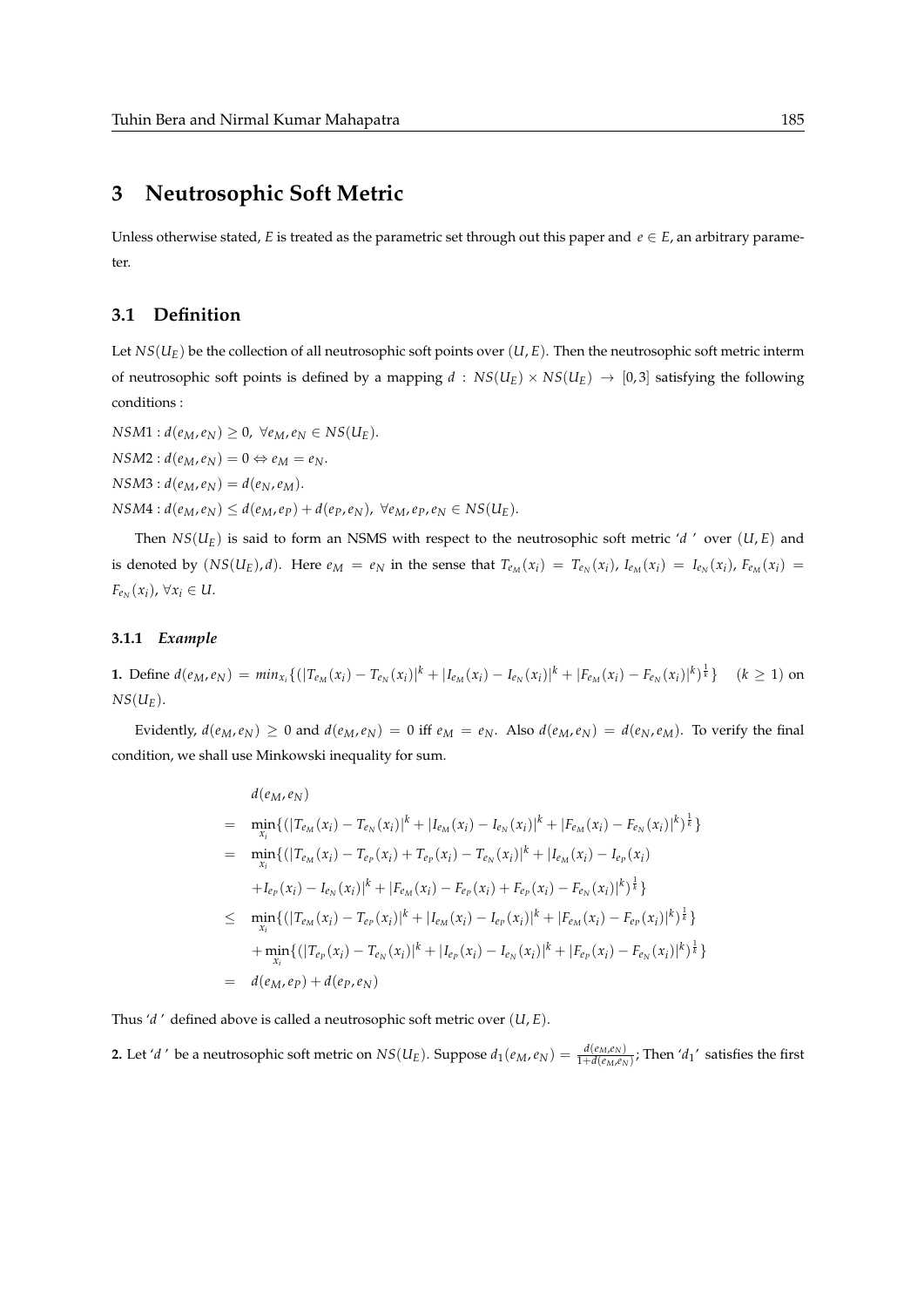# 3 Neutrosophic Soft Metric

Unless otherwise stated, $E$ is treated as the parametric set through out this paper and $e \in E$, an arbitrary parameter.

## 3.1 Definition

Let $NS(U_E)$ be the collection of all neutrosophic soft points over $(U, E)$. Then the neutrosophic soft metric interm of neutrosophic soft points is defined by a mapping $d : NS(U_E) \times NS(U_E) \to [0, 3]$ satisfying the following conditions :

$NSM1 : d(e_M, e_N) \geq 0, \ \forall e_M, e_N \in NS(U_E)$.

$NSM2 : d(e_M, e_N) = 0 \Leftrightarrow e_M = e_N$.

$NSM3 : d(e_M, e_N) = d(e_N, e_M)$.

$NSM4 : d(e_M, e_N) \leq d(e_M, e_P) + d(e_P, e_N), \ \forall e_M, e_P, e_N \in NS(U_E)$.

Then $NS(U_E)$ is said to form an NSMS with respect to the neutrosophic soft metric '$d$ ' over $(U, E)$ and is denoted by $(NS(U_E), d)$. Here $e_M = e_N$ in the sense that $T_{e_M}(x_i) = T_{e_N}(x_i)$, $I_{e_M}(x_i) = I_{e_N}(x_i)$, $F_{e_M}(x_i) = F_{e_N}(x_i)$, $\forall x_i \in U$.

### 3.1.1 *Example*

**1.** Define $d(e_M, e_N) = min_{x_i}\{(|T_{e_M}(x_i) - T_{e_N}(x_i)|^k + |I_{e_M}(x_i) - I_{e_N}(x_i)|^k + |F_{e_M}(x_i) - F_{e_N}(x_i)|^k)^{\frac{1}{k}}\} \quad (k \geq 1)$ on $NS(U_E)$.

Evidently, $d(e_M, e_N) \geq 0$ and $d(e_M, e_N) = 0$ iff $e_M = e_N$. Also $d(e_M, e_N) = d(e_N, e_M)$. To verify the final condition, we shall use Minkowski inequality for sum.

$$
\begin{aligned}
& d(e_M, e_N) \\
= \ & \min_{x_i}\{(|T_{e_M}(x_i) - T_{e_N}(x_i)|^k + |I_{e_M}(x_i) - I_{e_N}(x_i)|^k + |F_{e_M}(x_i) - F_{e_N}(x_i)|^k)^{\frac{1}{k}}\} \\
= \ & \min_{x_i}\{(|T_{e_M}(x_i) - T_{e_P}(x_i) + T_{e_P}(x_i) - T_{e_N}(x_i)|^k + |I_{e_M}(x_i) - I_{e_P}(x_i) \\
& + I_{e_P}(x_i) - I_{e_N}(x_i)|^k + |F_{e_M}(x_i) - F_{e_P}(x_i) + F_{e_P}(x_i) - F_{e_N}(x_i)|^k)^{\frac{1}{k}}\} \\
\leq \ & \min_{x_i}\{(|T_{e_M}(x_i) - T_{e_P}(x_i)|^k + |I_{e_M}(x_i) - I_{e_P}(x_i)|^k + |F_{e_M}(x_i) - F_{e_P}(x_i)|^k)^{\frac{1}{k}}\} \\
& + \min_{x_i}\{(|T_{e_P}(x_i) - T_{e_N}(x_i)|^k + |I_{e_P}(x_i) - I_{e_N}(x_i)|^k + |F_{e_P}(x_i) - F_{e_N}(x_i)|^k)^{\frac{1}{k}}\} \\
= \ & d(e_M, e_P) + d(e_P, e_N)
\end{aligned}
$$

Thus '$d$ ' defined above is called a neutrosophic soft metric over $(U, E)$.

**2.** Let '$d$ ' be a neutrosophic soft metric on $NS(U_E)$. Suppose $d_1(e_M, e_N) = \frac{d(e_M, e_N)}{1 + d(e_M, e_N)}$; Then '$d_1$' satisfies the first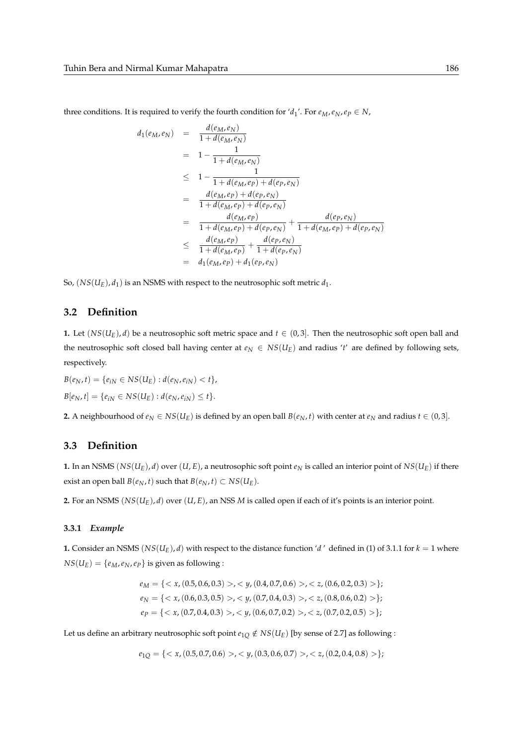three conditions. It is required to verify the fourth condition for '$d_1$'. For $e_M, e_N, e_P \in N$,

$$
\begin{aligned}
d_1(e_M, e_N) &= \frac{d(e_M, e_N)}{1 + d(e_M, e_N)} \\
&= 1 - \frac{1}{1 + d(e_M, e_N)} \\
&\leq 1 - \frac{1}{1 + d(e_M, e_P) + d(e_P, e_N)} \\
&= \frac{d(e_M, e_P) + d(e_P, e_N)}{1 + d(e_M, e_P) + d(e_P, e_N)} \\
&= \frac{d(e_M, e_P)}{1 + d(e_M, e_P) + d(e_P, e_N)} + \frac{d(e_P, e_N)}{1 + d(e_M, e_P) + d(e_P, e_N)} \\
&\leq \frac{d(e_M, e_P)}{1 + d(e_M, e_P)} + \frac{d(e_P, e_N)}{1 + d(e_P, e_N)} \\
&= d_1(e_M, e_P) + d_1(e_P, e_N)
\end{aligned}
$$

So, $(NS(U_E), d_1)$ is an NSMS with respect to the neutrosophic soft metric $d_1$.

## 3.2 Definition

**1.** Let $(NS(U_E), d)$ be a neutrosophic soft metric space and $t \in (0, 3]$. Then the neutrosophic soft open ball and the neutrosophic soft closed ball having center at $e_N \in NS(U_E)$ and radius '$t$' are defined by following sets, respectively.

$B(e_N, t) = \{e_{iN} \in NS(U_E) : d(e_N, e_{iN}) < t\}$,

$B[e_N, t] = \{e_{iN} \in NS(U_E) : d(e_N, e_{iN}) \leq t\}$.

**2.** A neighbourhood of $e_N \in NS(U_E)$ is defined by an open ball $B(e_N, t)$ with center at $e_N$ and radius $t \in (0, 3]$.

## 3.3 Definition

**1.** In an NSMS $(NS(U_E), d)$ over $(U, E)$, a neutrosophic soft point $e_N$ is called an interior point of $NS(U_E)$ if there exist an open ball $B(e_N, t)$ such that $B(e_N, t) \subset NS(U_E)$.

**2.** For an NSMS $(NS(U_E), d)$ over $(U, E)$, an NSS $M$ is called open if each of it's points is an interior point.

### 3.3.1 *Example*

**1.** Consider an NSMS $(NS(U_E), d)$ with respect to the distance function '$d$' defined in (1) of 3.1.1 for $k = 1$ where $NS(U_E) = \{e_M, e_N, e_P\}$ is given as following :

$$
\begin{aligned}
e_M &= \{< x, (0.5, 0.6, 0.3) >, < y, (0.4, 0.7, 0.6) >, < z, (0.6, 0.2, 0.3) >\}; \\
e_N &= \{< x, (0.6, 0.3, 0.5) >, < y, (0.7, 0.4, 0.3) >, < z, (0.8, 0.6, 0.2) >\}; \\
e_P &= \{< x, (0.7, 0.4, 0.3) >, < y, (0.6, 0.7, 0.2) >, < z, (0.7, 0.2, 0.5) >\};
\end{aligned}
$$

Let us define an arbitrary neutrosophic soft point $e_{1Q} \notin NS(U_E)$ [by sense of 2.7] as following :

$$
e_{1Q} = \{< x, (0.5, 0.7, 0.6) >, < y, (0.3, 0.6, 0.7) >, < z, (0.2, 0.4, 0.8) >\};
$$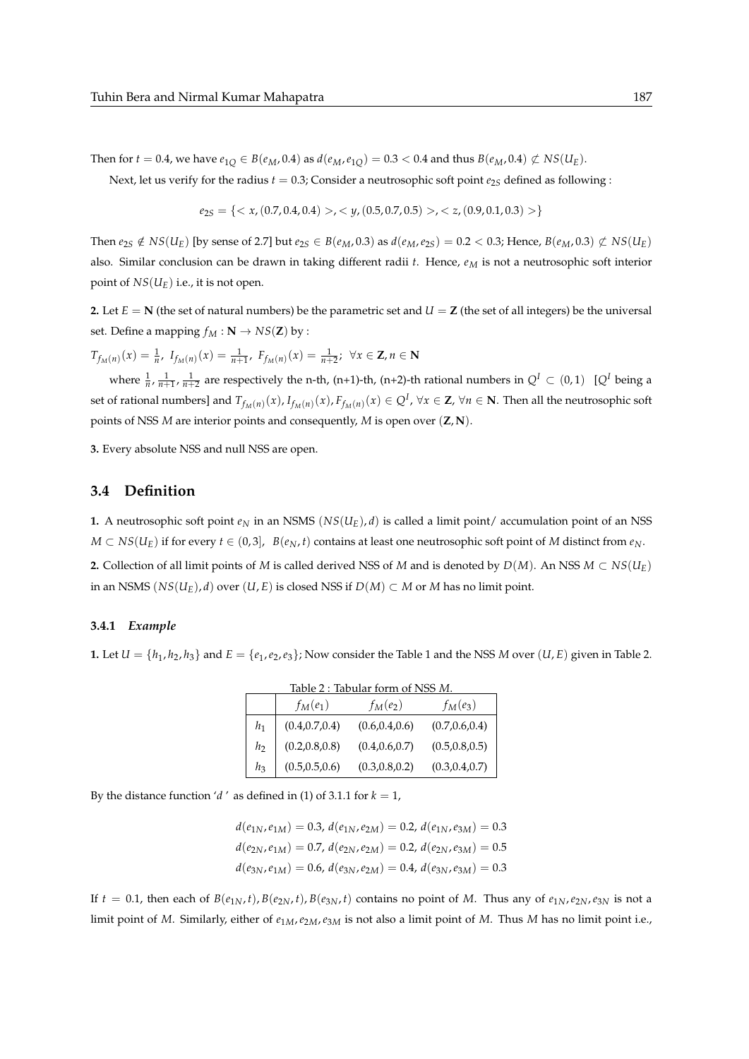Then for $t = 0.4$, we have $e_{1Q} \in B(e_M, 0.4)$ as $d(e_M, e_{1Q}) = 0.3 < 0.4$ and thus $B(e_M, 0.4) \not\subset NS(U_E)$.

Next, let us verify for the radius $t = 0.3$; Consider a neutrosophic soft point $e_{2S}$ defined as following :

$$e_{2S} = \{< x, (0.7, 0.4, 0.4) >, < y, (0.5, 0.7, 0.5) >, < z, (0.9, 0.1, 0.3) >\}$$

Then $e_{2S} \notin NS(U_E)$ [by sense of 2.7] but $e_{2S} \in B(e_M, 0.3)$ as $d(e_M, e_{2S}) = 0.2 < 0.3$; Hence, $B(e_M, 0.3) \not\subset NS(U_E)$ also. Similar conclusion can be drawn in taking different radii $t$. Hence, $e_M$ is not a neutrosophic soft interior point of $NS(U_E)$ i.e., it is not open.

**2.** Let $E = \mathbf{N}$ (the set of natural numbers) be the parametric set and $U = \mathbf{Z}$ (the set of all integers) be the universal set. Define a mapping $f_M : \mathbf{N} \to NS(\mathbf{Z})$ by :

$T_{f_M(n)}(x) = \frac{1}{n},\ I_{f_M(n)}(x) = \frac{1}{n+1},\ F_{f_M(n)}(x) = \frac{1}{n+2};\ \forall x \in \mathbf{Z}, n \in \mathbf{N}$

where $\frac{1}{n}, \frac{1}{n+1}, \frac{1}{n+2}$ are respectively the n-th, (n+1)-th, (n+2)-th rational numbers in $Q^I \subset (0,1)$ [$Q^I$ being a set of rational numbers] and $T_{f_M(n)}(x), I_{f_M(n)}(x), F_{f_M(n)}(x) \in Q^I$, $\forall x \in \mathbf{Z}$, $\forall n \in \mathbf{N}$. Then all the neutrosophic soft points of NSS $M$ are interior points and consequently, $M$ is open over $(\mathbf{Z}, \mathbf{N})$.

**3.** Every absolute NSS and null NSS are open.

## 3.4 Definition

**1.** A neutrosophic soft point $e_N$ in an NSMS $(NS(U_E), d)$ is called a limit point/ accumulation point of an NSS $M \subset NS(U_E)$ if for every $t \in (0, 3]$, $B(e_N, t)$ contains at least one neutrosophic soft point of $M$ distinct from $e_N$.

**2.** Collection of all limit points of $M$ is called derived NSS of $M$ and is denoted by $D(M)$. An NSS $M \subset NS(U_E)$ in an NSMS $(NS(U_E), d)$ over $(U, E)$ is closed NSS if $D(M) \subset M$ or $M$ has no limit point.

### 3.4.1 *Example*

**1.** Let $U = \{h_1, h_2, h_3\}$ and $E = \{e_1, e_2, e_3\}$; Now consider the Table 1 and the NSS $M$ over $(U, E)$ given in Table 2.

Table 2 : Tabular form of NSS $M$.

| | $f_M(e_1)$ | $f_M(e_2)$ | $f_M(e_3)$ |
|---|---|---|---|
| $h_1$ | (0.4,0.7,0.4) | (0.6,0.4,0.6) | (0.7,0.6,0.4) |
| $h_2$ | (0.2,0.8,0.8) | (0.4,0.6,0.7) | (0.5,0.8,0.5) |
| $h_3$ | (0.5,0.5,0.6) | (0.3,0.8,0.2) | (0.3,0.4,0.7) |

By the distance function '$d$ ' as defined in (1) of 3.1.1 for $k = 1$,

$$d(e_{1N}, e_{1M}) = 0.3,\ d(e_{1N}, e_{2M}) = 0.2,\ d(e_{1N}, e_{3M}) = 0.3$$
$$d(e_{2N}, e_{1M}) = 0.7,\ d(e_{2N}, e_{2M}) = 0.2,\ d(e_{2N}, e_{3M}) = 0.5$$
$$d(e_{3N}, e_{1M}) = 0.6,\ d(e_{3N}, e_{2M}) = 0.4,\ d(e_{3N}, e_{3M}) = 0.3$$

If $t = 0.1$, then each of $B(e_{1N}, t), B(e_{2N}, t), B(e_{3N}, t)$ contains no point of $M$. Thus any of $e_{1N}, e_{2N}, e_{3N}$ is not a limit point of $M$. Similarly, either of $e_{1M}, e_{2M}, e_{3M}$ is not also a limit point of $M$. Thus $M$ has no limit point i.e.,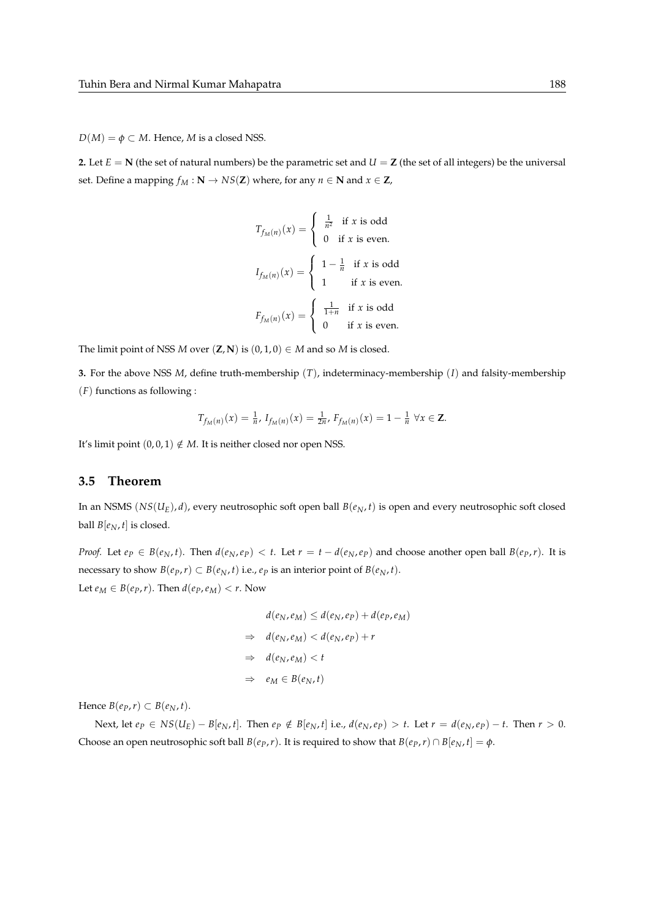$D(M) = \phi \subset M$. Hence, $M$ is a closed NSS.

**2.** Let $E = \mathbf{N}$ (the set of natural numbers) be the parametric set and $U = \mathbf{Z}$ (the set of all integers) be the universal set. Define a mapping $f_M : \mathbf{N} \to NS(\mathbf{Z})$ where, for any $n \in \mathbf{N}$ and $x \in \mathbf{Z}$,

$$T_{f_M(n)}(x) = \begin{cases} \frac{1}{n^2} & \text{if } x \text{ is odd} \\ 0 & \text{if } x \text{ is even.} \end{cases}$$

$$I_{f_M(n)}(x) = \begin{cases} 1 - \frac{1}{n} & \text{if } x \text{ is odd} \\ 1 & \text{if } x \text{ is even.} \end{cases}$$

$$F_{f_M(n)}(x) = \begin{cases} \frac{1}{1+n} & \text{if } x \text{ is odd} \\ 0 & \text{if } x \text{ is even.} \end{cases}$$

The limit point of NSS $M$ over $(\mathbf{Z}, \mathbf{N})$ is $(0, 1, 0) \in M$ and so $M$ is closed.

**3.** For the above NSS $M$, define truth-membership $(T)$, indeterminacy-membership $(I)$ and falsity-membership $(F)$ functions as following :

$$T_{f_M(n)}(x) = \frac{1}{n},\ I_{f_M(n)}(x) = \frac{1}{2n},\ F_{f_M(n)}(x) = 1 - \frac{1}{n}\ \forall x \in \mathbf{Z}.$$

It's limit point $(0, 0, 1) \notin M$. It is neither closed nor open NSS.

### 3.5 Theorem

In an NSMS $(NS(U_E), d)$, every neutrosophic soft open ball $B(e_N, t)$ is open and every neutrosophic soft closed ball $B[e_N, t]$ is closed.

*Proof.* Let $e_P \in B(e_N, t)$. Then $d(e_N, e_P) < t$. Let $r = t - d(e_N, e_P)$ and choose another open ball $B(e_P, r)$. It is necessary to show $B(e_P, r) \subset B(e_N, t)$ i.e., $e_P$ is an interior point of $B(e_N, t)$.
Let $e_M \in B(e_P, r)$. Then $d(e_P, e_M) < r$. Now

$$\begin{aligned}
& d(e_N, e_M) \leq d(e_N, e_P) + d(e_P, e_M) \\
\Rightarrow\quad & d(e_N, e_M) < d(e_N, e_P) + r \\
\Rightarrow\quad & d(e_N, e_M) < t \\
\Rightarrow\quad & e_M \in B(e_N, t)
\end{aligned}$$

Hence $B(e_P, r) \subset B(e_N, t)$.

Next, let $e_P \in NS(U_E) - B[e_N, t]$. Then $e_P \notin B[e_N, t]$ i.e., $d(e_N, e_P) > t$. Let $r = d(e_N, e_P) - t$. Then $r > 0$. Choose an open neutrosophic soft ball $B(e_P, r)$. It is required to show that $B(e_P, r) \cap B[e_N, t] = \phi$.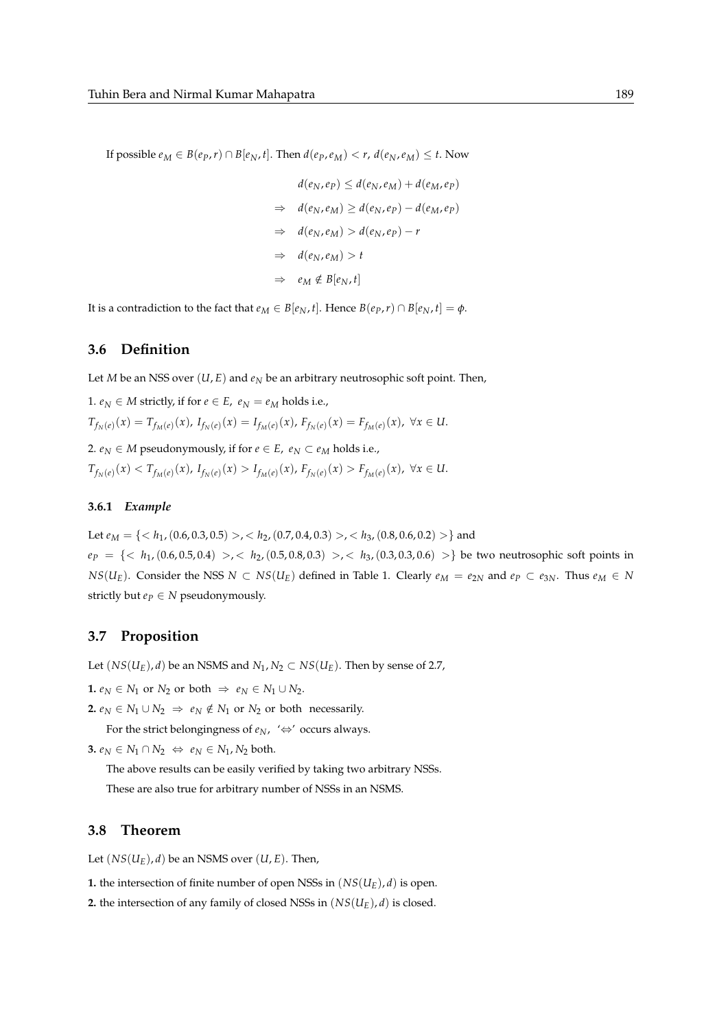If possible $e_M \in B(e_P, r) \cap B[e_N, t]$. Then $d(e_P, e_M) < r$, $d(e_N, e_M) \leq t$. Now

$$
\begin{aligned}
& d(e_N, e_P) \leq d(e_N, e_M) + d(e_M, e_P) \\
\Rightarrow \quad & d(e_N, e_M) \geq d(e_N, e_P) - d(e_M, e_P) \\
\Rightarrow \quad & d(e_N, e_M) > d(e_N, e_P) - r \\
\Rightarrow \quad & d(e_N, e_M) > t \\
\Rightarrow \quad & e_M \notin B[e_N, t]
\end{aligned}
$$

It is a contradiction to the fact that $e_M \in B[e_N, t]$. Hence $B(e_P, r) \cap B[e_N, t] = \phi$.

## 3.6 Definition

Let $M$ be an NSS over $(U, E)$ and $e_N$ be an arbitrary neutrosophic soft point. Then,

1. $e_N \in M$ strictly, if for $e \in E$, $e_N = e_M$ holds i.e.,
$T_{f_N(e)}(x) = T_{f_M(e)}(x)$, $I_{f_N(e)}(x) = I_{f_M(e)}(x)$, $F_{f_N(e)}(x) = F_{f_M(e)}(x)$, $\forall x \in U$.

2. $e_N \in M$ pseudonymously, if for $e \in E$, $e_N \subset e_M$ holds i.e.,
$T_{f_N(e)}(x) < T_{f_M(e)}(x)$, $I_{f_N(e)}(x) > I_{f_M(e)}(x)$, $F_{f_N(e)}(x) > F_{f_M(e)}(x)$, $\forall x \in U$.

### 3.6.1 *Example*

Let $e_M = \{< h_1, (0.6, 0.3, 0.5) >, < h_2, (0.7, 0.4, 0.3) >, < h_3, (0.8, 0.6, 0.2) >\}$ and
$e_P = \{< h_1, (0.6, 0.5, 0.4) >, < h_2, (0.5, 0.8, 0.3) >, < h_3, (0.3, 0.3, 0.6) >\}$ be two neutrosophic soft points in $NS(U_E)$. Consider the NSS $N \subset NS(U_E)$ defined in Table 1. Clearly $e_M = e_{2N}$ and $e_P \subset e_{3N}$. Thus $e_M \in N$ strictly but $e_P \in N$ pseudonymously.

## 3.7 Proposition

Let $(NS(U_E), d)$ be an NSMS and $N_1, N_2 \subset NS(U_E)$. Then by sense of 2.7,

**1.** $e_N \in N_1$ or $N_2$ or both $\Rightarrow$ $e_N \in N_1 \cup N_2$.

**2.** $e_N \in N_1 \cup N_2$ $\Rightarrow$ $e_N \notin N_1$ or $N_2$ or both necessarily.

For the strict belongingness of $e_N$, '$\Leftrightarrow$' occurs always.

**3.** $e_N \in N_1 \cap N_2$ $\Leftrightarrow$ $e_N \in N_1, N_2$ both.

The above results can be easily verified by taking two arbitrary NSSs.

These are also true for arbitrary number of NSSs in an NSMS.

## 3.8 Theorem

Let $(NS(U_E), d)$ be an NSMS over $(U, E)$. Then,

**1.** the intersection of finite number of open NSSs in $(NS(U_E), d)$ is open.

**2.** the intersection of any family of closed NSSs in $(NS(U_E), d)$ is closed.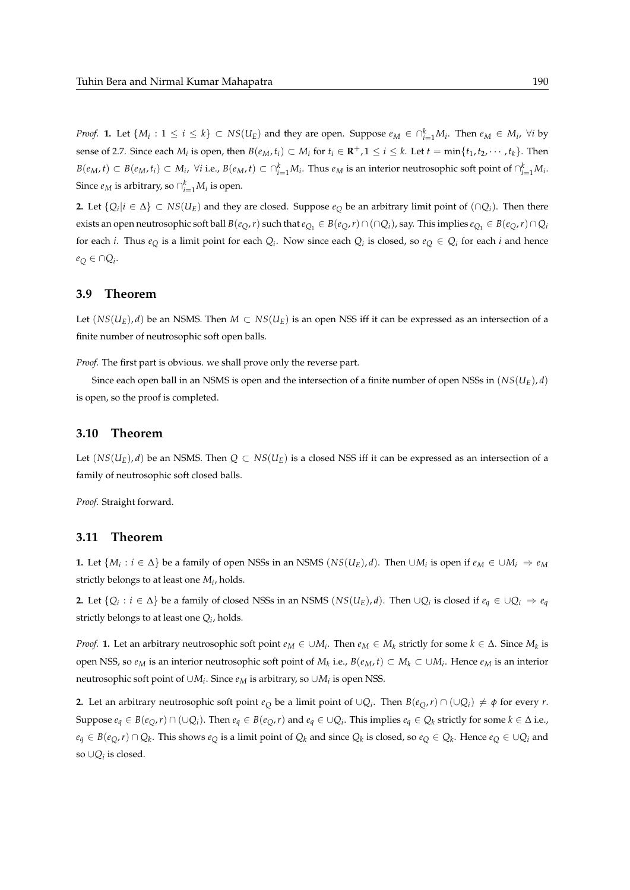*Proof.* **1.** Let $\{M_i : 1 \leq i \leq k\} \subset NS(U_E)$ and they are open. Suppose $e_M \in \cap_{i=1}^{k} M_i$. Then $e_M \in M_i$, $\forall i$ by sense of 2.7. Since each $M_i$ is open, then $B(e_M, t_i) \subset M_i$ for $t_i \in \mathbf{R}^+, 1 \leq i \leq k$. Let $t = \min\{t_1, t_2, \cdots, t_k\}$. Then $B(e_M, t) \subset B(e_M, t_i) \subset M_i$, $\forall i$ i.e., $B(e_M, t) \subset \cap_{i=1}^{k} M_i$. Thus $e_M$ is an interior neutrosophic soft point of $\cap_{i=1}^{k} M_i$. Since $e_M$ is arbitrary, so $\cap_{i=1}^{k} M_i$ is open.

**2.** Let $\{Q_i | i \in \Delta\} \subset NS(U_E)$ and they are closed. Suppose $e_Q$ be an arbitrary limit point of $(\cap Q_i)$. Then there exists an open neutrosophic soft ball $B(e_Q, r)$ such that $e_{Q_1} \in B(e_Q, r) \cap (\cap Q_i)$, say. This implies $e_{Q_1} \in B(e_Q, r) \cap Q_i$ for each $i$. Thus $e_Q$ is a limit point for each $Q_i$. Now since each $Q_i$ is closed, so $e_Q \in Q_i$ for each $i$ and hence $e_Q \in \cap Q_i$.

### 3.9 Theorem

Let $(NS(U_E), d)$ be an NSMS. Then $M \subset NS(U_E)$ is an open NSS iff it can be expressed as an intersection of a finite number of neutrosophic soft open balls.

*Proof.* The first part is obvious. we shall prove only the reverse part.

Since each open ball in an NSMS is open and the intersection of a finite number of open NSSs in $(NS(U_E), d)$ is open, so the proof is completed.

### 3.10 Theorem

Let $(NS(U_E), d)$ be an NSMS. Then $Q \subset NS(U_E)$ is a closed NSS iff it can be expressed as an intersection of a family of neutrosophic soft closed balls.

*Proof.* Straight forward.

### 3.11 Theorem

**1.** Let $\{M_i : i \in \Delta\}$ be a family of open NSSs in an NSMS $(NS(U_E), d)$. Then $\cup M_i$ is open if $e_M \in \cup M_i \Rightarrow e_M$ strictly belongs to at least one $M_i$, holds.

**2.** Let $\{Q_i : i \in \Delta\}$ be a family of closed NSSs in an NSMS $(NS(U_E), d)$. Then $\cup Q_i$ is closed if $e_q \in \cup Q_i \Rightarrow e_q$ strictly belongs to at least one $Q_i$, holds.

*Proof.* **1.** Let an arbitrary neutrosophic soft point $e_M \in \cup M_i$. Then $e_M \in M_k$ strictly for some $k \in \Delta$. Since $M_k$ is open NSS, so $e_M$ is an interior neutrosophic soft point of $M_k$ i.e., $B(e_M, t) \subset M_k \subset \cup M_i$. Hence $e_M$ is an interior neutrosophic soft point of $\cup M_i$. Since $e_M$ is arbitrary, so $\cup M_i$ is open NSS.

**2.** Let an arbitrary neutrosophic soft point $e_Q$ be a limit point of $\cup Q_i$. Then $B(e_Q, r) \cap (\cup Q_i) \neq \phi$ for every $r$. Suppose $e_q \in B(e_Q, r) \cap (\cup Q_i)$. Then $e_q \in B(e_Q, r)$ and $e_q \in \cup Q_i$. This implies $e_q \in Q_k$ strictly for some $k \in \Delta$ i.e., $e_q \in B(e_Q, r) \cap Q_k$. This shows $e_Q$ is a limit point of $Q_k$ and since $Q_k$ is closed, so $e_Q \in Q_k$. Hence $e_Q \in \cup Q_i$ and so $\cup Q_i$ is closed.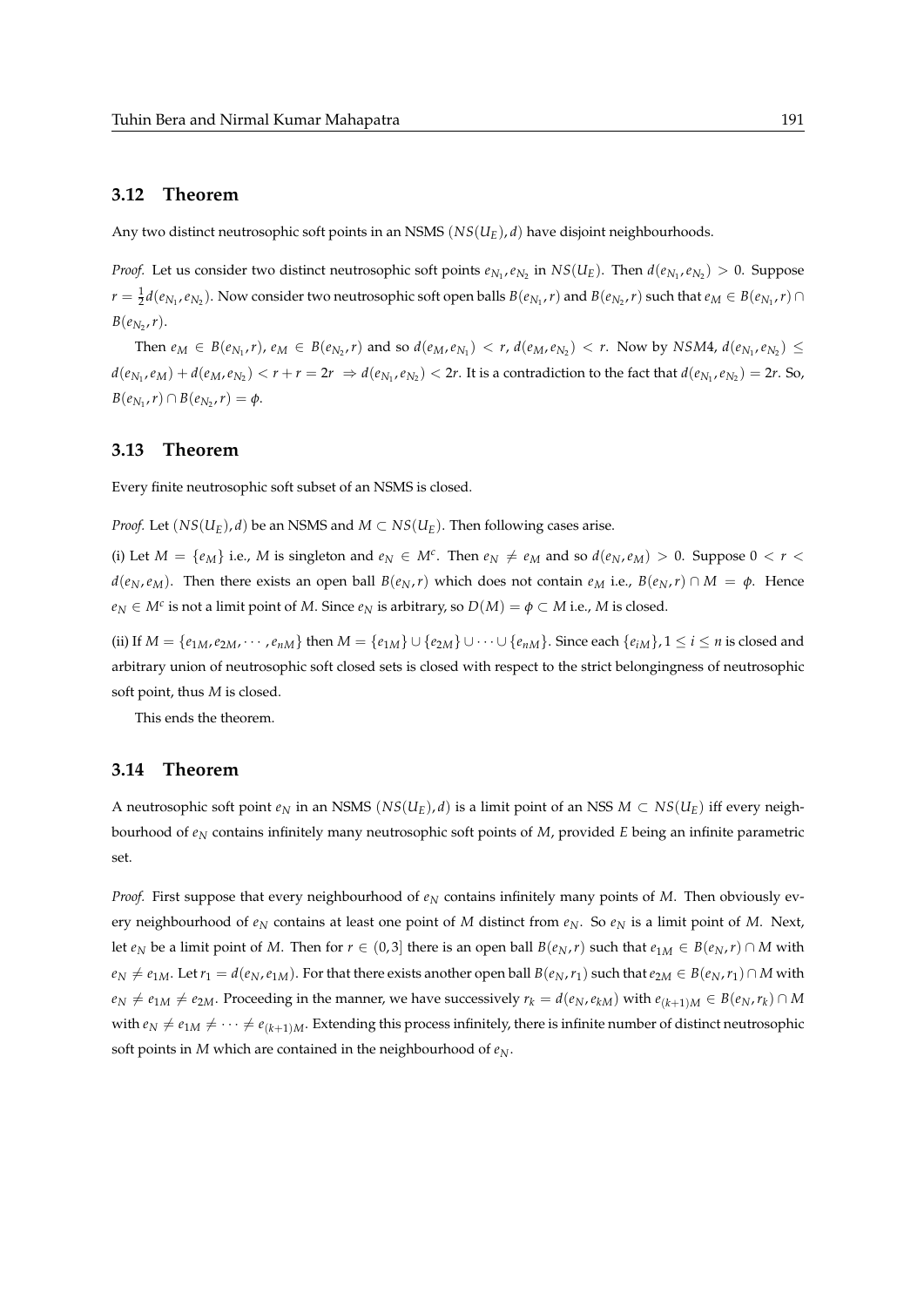### 3.12 Theorem

Any two distinct neutrosophic soft points in an NSMS $(NS(U_E), d)$ have disjoint neighbourhoods.

*Proof.* Let us consider two distinct neutrosophic soft points $e_{N_1}, e_{N_2}$ in $NS(U_E)$. Then $d(e_{N_1}, e_{N_2}) > 0$. Suppose $r = \frac{1}{2}d(e_{N_1}, e_{N_2})$. Now consider two neutrosophic soft open balls $B(e_{N_1}, r)$ and $B(e_{N_2}, r)$ such that $e_M \in B(e_{N_1}, r) \cap B(e_{N_2}, r)$.

Then $e_M \in B(e_{N_1}, r)$, $e_M \in B(e_{N_2}, r)$ and so $d(e_M, e_{N_1}) < r$, $d(e_M, e_{N_2}) < r$. Now by $NSM4$, $d(e_{N_1}, e_{N_2}) \leq d(e_{N_1}, e_M) + d(e_M, e_{N_2}) < r + r = 2r \Rightarrow d(e_{N_1}, e_{N_2}) < 2r$. It is a contradiction to the fact that $d(e_{N_1}, e_{N_2}) = 2r$. So, $B(e_{N_1}, r) \cap B(e_{N_2}, r) = \phi$.

### 3.13 Theorem

Every finite neutrosophic soft subset of an NSMS is closed.

*Proof.* Let $(NS(U_E), d)$ be an NSMS and $M \subset NS(U_E)$. Then following cases arise.

(i) Let $M = \{e_M\}$ i.e., $M$ is singleton and $e_N \in M^c$. Then $e_N \neq e_M$ and so $d(e_N, e_M) > 0$. Suppose $0 < r < d(e_N, e_M)$. Then there exists an open ball $B(e_N, r)$ which does not contain $e_M$ i.e., $B(e_N, r) \cap M = \phi$. Hence $e_N \in M^c$ is not a limit point of $M$. Since $e_N$ is arbitrary, so $D(M) = \phi \subset M$ i.e., $M$ is closed.

(ii) If $M = \{e_{1M}, e_{2M}, \cdots, e_{nM}\}$ then $M = \{e_{1M}\} \cup \{e_{2M}\} \cup \cdots \cup \{e_{nM}\}$. Since each $\{e_{iM}\}, 1 \leq i \leq n$ is closed and arbitrary union of neutrosophic soft closed sets is closed with respect to the strict belongingness of neutrosophic soft point, thus $M$ is closed.

This ends the theorem.

### 3.14 Theorem

A neutrosophic soft point $e_N$ in an NSMS $(NS(U_E), d)$ is a limit point of an NSS $M \subset NS(U_E)$ iff every neighbourhood of $e_N$ contains infinitely many neutrosophic soft points of $M$, provided $E$ being an infinite parametric set.

*Proof.* First suppose that every neighbourhood of $e_N$ contains infinitely many points of $M$. Then obviously every neighbourhood of $e_N$ contains at least one point of $M$ distinct from $e_N$. So $e_N$ is a limit point of $M$. Next, let $e_N$ be a limit point of $M$. Then for $r \in (0, 3]$ there is an open ball $B(e_N, r)$ such that $e_{1M} \in B(e_N, r) \cap M$ with $e_N \neq e_{1M}$. Let $r_1 = d(e_N, e_{1M})$. For that there exists another open ball $B(e_N, r_1)$ such that $e_{2M} \in B(e_N, r_1) \cap M$ with $e_N \neq e_{1M} \neq e_{2M}$. Proceeding in the manner, we have successively $r_k = d(e_N, e_{kM})$ with $e_{(k+1)M} \in B(e_N, r_k) \cap M$ with $e_N \neq e_{1M} \neq \cdots \neq e_{(k+1)M}$. Extending this process infinitely, there is infinite number of distinct neutrosophic soft points in $M$ which are contained in the neighbourhood of $e_N$.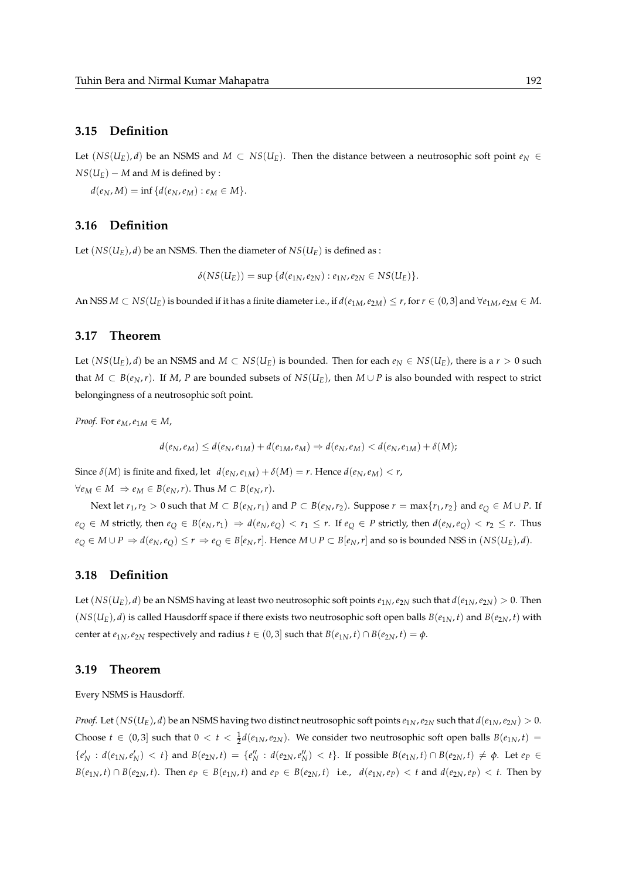## 3.15 Definition

Let $(NS(U_E), d)$ be an NSMS and $M \subset NS(U_E)$. Then the distance between a neutrosophic soft point $e_N \in NS(U_E) - M$ and $M$ is defined by :

$d(e_N, M) = \inf \{d(e_N, e_M) : e_M \in M\}$.

## 3.16 Definition

Let $(NS(U_E), d)$ be an NSMS. Then the diameter of $NS(U_E)$ is defined as :

$$\delta(NS(U_E)) = \sup \{d(e_{1N}, e_{2N}) : e_{1N}, e_{2N} \in NS(U_E)\}.$$

An NSS $M \subset NS(U_E)$ is bounded if it has a finite diameter i.e., if $d(e_{1M}, e_{2M}) \leq r$, for $r \in (0, 3]$ and $\forall e_{1M}, e_{2M} \in M$.

## 3.17 Theorem

Let $(NS(U_E), d)$ be an NSMS and $M \subset NS(U_E)$ is bounded. Then for each $e_N \in NS(U_E)$, there is a $r > 0$ such that $M \subset B(e_N, r)$. If $M$, $P$ are bounded subsets of $NS(U_E)$, then $M \cup P$ is also bounded with respect to strict belongingness of a neutrosophic soft point.

*Proof.* For $e_M, e_{1M} \in M$,

$$d(e_N, e_M) \leq d(e_N, e_{1M}) + d(e_{1M}, e_M) \Rightarrow d(e_N, e_M) < d(e_N, e_{1M}) + \delta(M);$$

Since $\delta(M)$ is finite and fixed, let $d(e_N, e_{1M}) + \delta(M) = r$. Hence $d(e_N, e_M) < r$, $\forall e_M \in M \Rightarrow e_M \in B(e_N, r)$. Thus $M \subset B(e_N, r)$.

Next let $r_1, r_2 > 0$ such that $M \subset B(e_N, r_1)$ and $P \subset B(e_N, r_2)$. Suppose $r = \max\{r_1, r_2\}$ and $e_Q \in M \cup P$. If $e_Q \in M$ strictly, then $e_Q \in B(e_N, r_1) \Rightarrow d(e_N, e_Q) < r_1 \leq r$. If $e_Q \in P$ strictly, then $d(e_N, e_Q) < r_2 \leq r$. Thus $e_Q \in M \cup P \Rightarrow d(e_N, e_Q) \leq r \Rightarrow e_Q \in B[e_N, r]$. Hence $M \cup P \subset B[e_N, r]$ and so is bounded NSS in $(NS(U_E), d)$.

## 3.18 Definition

Let $(NS(U_E), d)$ be an NSMS having at least two neutrosophic soft points $e_{1N}, e_{2N}$ such that $d(e_{1N}, e_{2N}) > 0$. Then $(NS(U_E), d)$ is called Hausdorff space if there exists two neutrosophic soft open balls $B(e_{1N}, t)$ and $B(e_{2N}, t)$ with center at $e_{1N}, e_{2N}$ respectively and radius $t \in (0, 3]$ such that $B(e_{1N}, t) \cap B(e_{2N}, t) = \phi$.

## 3.19 Theorem

Every NSMS is Hausdorff.

*Proof.* Let $(NS(U_E), d)$ be an NSMS having two distinct neutrosophic soft points $e_{1N}, e_{2N}$ such that $d(e_{1N}, e_{2N}) > 0$. Choose $t \in (0, 3]$ such that $0 < t < \frac{1}{2} d(e_{1N}, e_{2N})$. We consider two neutrosophic soft open balls $B(e_{1N}, t) = \{e'_N : d(e_{1N}, e'_N) < t\}$ and $B(e_{2N}, t) = \{e''_N : d(e_{2N}, e''_N) < t\}$. If possible $B(e_{1N}, t) \cap B(e_{2N}, t) \neq \phi$. Let $e_P \in B(e_{1N}, t) \cap B(e_{2N}, t)$. Then $e_P \in B(e_{1N}, t)$ and $e_P \in B(e_{2N}, t)$ i.e., $d(e_{1N}, e_P) < t$ and $d(e_{2N}, e_P) < t$. Then by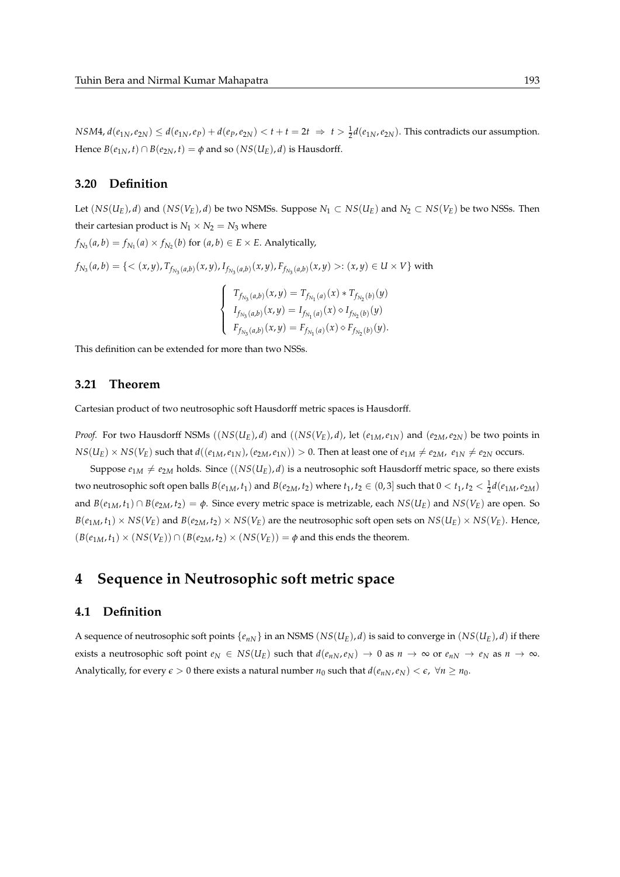$NSM4$, $d(e_{1N}, e_{2N}) \leq d(e_{1N}, e_P) + d(e_P, e_{2N}) < t + t = 2t \Rightarrow t > \frac{1}{2}d(e_{1N}, e_{2N})$. This contradicts our assumption. Hence $B(e_{1N}, t) \cap B(e_{2N}, t) = \phi$ and so $(NS(U_E), d)$ is Hausdorff.

## 3.20 Definition

Let $(NS(U_E), d)$ and $(NS(V_E), d)$ be two NSMSs. Suppose $N_1 \subset NS(U_E)$ and $N_2 \subset NS(V_E)$ be two NSSs. Then their cartesian product is $N_1 \times N_2 = N_3$ where

$f_{N_3}(a, b) = f_{N_1}(a) \times f_{N_2}(b)$ for $(a, b) \in E \times E$. Analytically,

$f_{N_3}(a, b) = \{< (x, y), T_{f_{N_3}(a,b)}(x, y), I_{f_{N_3}(a,b)}(x, y), F_{f_{N_3}(a,b)}(x, y) >: (x, y) \in U \times V\}$ with

$$
\begin{cases}
T_{f_{N_3}(a,b)}(x, y) = T_{f_{N_1}(a)}(x) * T_{f_{N_2}(b)}(y) \\
I_{f_{N_3}(a,b)}(x, y) = I_{f_{N_1}(a)}(x) \diamond I_{f_{N_2}(b)}(y) \\
F_{f_{N_3}(a,b)}(x, y) = F_{f_{N_1}(a)}(x) \diamond F_{f_{N_2}(b)}(y).
\end{cases}
$$

This definition can be extended for more than two NSSs.

## 3.21 Theorem

Cartesian product of two neutrosophic soft Hausdorff metric spaces is Hausdorff.

*Proof.* For two Hausdorff NSMs $((NS(U_E), d)$ and $((NS(V_E), d)$, let $(e_{1M}, e_{1N})$ and $(e_{2M}, e_{2N})$ be two points in $NS(U_E) \times NS(V_E)$ such that $d((e_{1M}, e_{1N}), (e_{2M}, e_{1N})) > 0$. Then at least one of $e_{1M} \neq e_{2M}$, $e_{1N} \neq e_{2N}$ occurs.

Suppose $e_{1M} \neq e_{2M}$ holds. Since $((NS(U_E), d)$ is a neutrosophic soft Hausdorff metric space, so there exists two neutrosophic soft open balls $B(e_{1M}, t_1)$ and $B(e_{2M}, t_2)$ where $t_1, t_2 \in (0, 3]$ such that $0 < t_1, t_2 < \frac{1}{2}d(e_{1M}, e_{2M})$ and $B(e_{1M}, t_1) \cap B(e_{2M}, t_2) = \phi$. Since every metric space is metrizable, each $NS(U_E)$ and $NS(V_E)$ are open. So $B(e_{1M}, t_1) \times NS(V_E)$ and $B(e_{2M}, t_2) \times NS(V_E)$ are the neutrosophic soft open sets on $NS(U_E) \times NS(V_E)$. Hence, $(B(e_{1M}, t_1) \times (NS(V_E)) \cap (B(e_{2M}, t_2) \times (NS(V_E)) = \phi$ and this ends the theorem.

# 4 Sequence in Neutrosophic soft metric space

## 4.1 Definition

A sequence of neutrosophic soft points $\{e_{nN}\}$ in an NSMS $(NS(U_E), d)$ is said to converge in $(NS(U_E), d)$ if there exists a neutrosophic soft point $e_N \in NS(U_E)$ such that $d(e_{nN}, e_N) \to 0$ as $n \to \infty$ or $e_{nN} \to e_N$ as $n \to \infty$. Analytically, for every $\epsilon > 0$ there exists a natural number $n_0$ such that $d(e_{nN}, e_N) < \epsilon$, $\forall n \geq n_0$.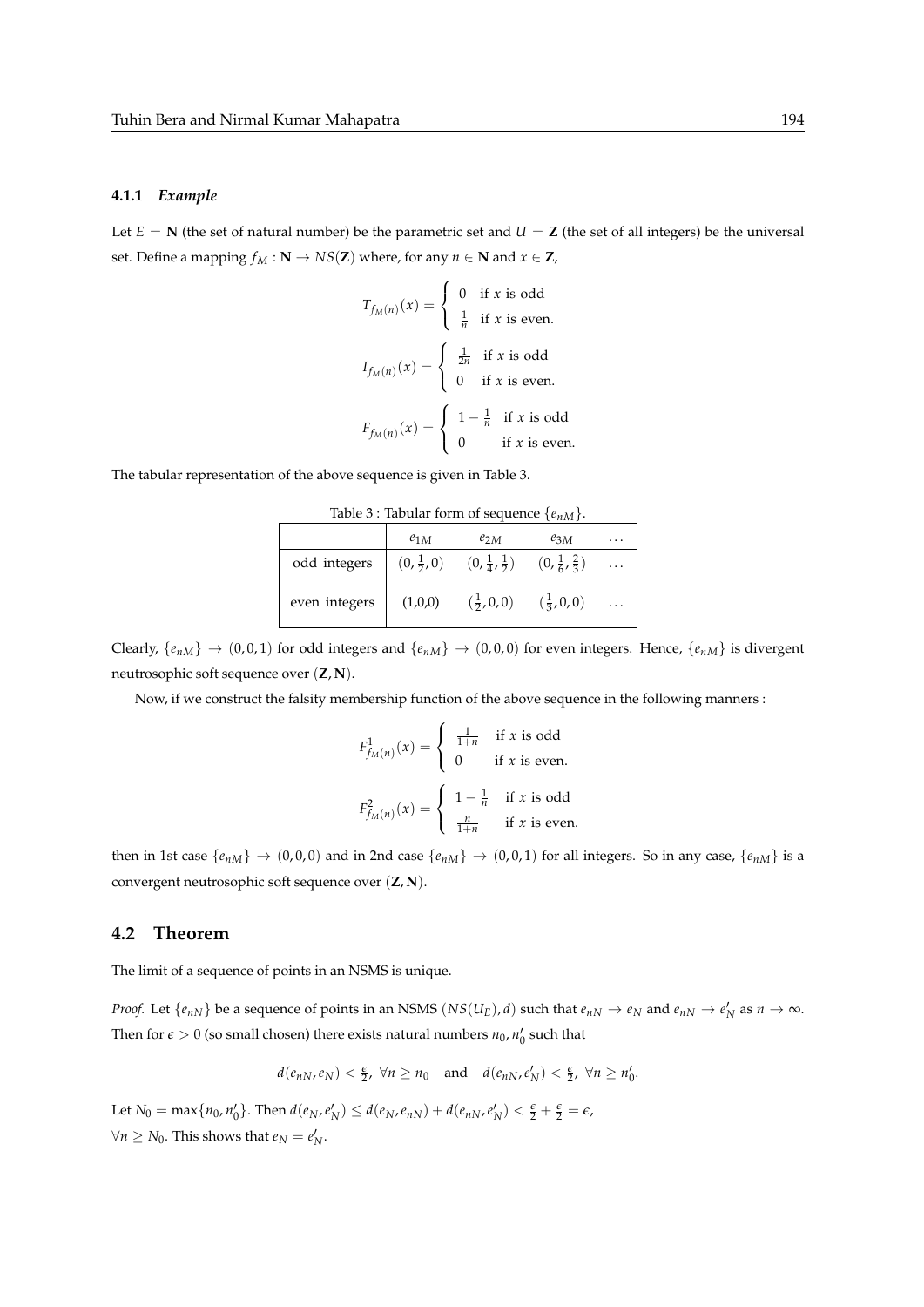#### 4.1.1 *Example*

Let $E = \mathbf{N}$ (the set of natural number) be the parametric set and $U = \mathbf{Z}$ (the set of all integers) be the universal set. Define a mapping $f_M : \mathbf{N} \to NS(\mathbf{Z})$ where, for any $n \in \mathbf{N}$ and $x \in \mathbf{Z}$,

$$T_{f_M(n)}(x) = \begin{cases} 0 & \text{if } x \text{ is odd} \\ \frac{1}{n} & \text{if } x \text{ is even.} \end{cases}$$

$$I_{f_M(n)}(x) = \begin{cases} \frac{1}{2n} & \text{if } x \text{ is odd} \\ 0 & \text{if } x \text{ is even.} \end{cases}$$

$$F_{f_M(n)}(x) = \begin{cases} 1 - \frac{1}{n} & \text{if } x \text{ is odd} \\ 0 & \text{if } x \text{ is even.} \end{cases}$$

The tabular representation of the above sequence is given in Table 3.

Table 3 : Tabular form of sequence $\{e_{nM}\}$.

| | $e_{1M}$ | $e_{2M}$ | $e_{3M}$ | $\ldots$ |
|---|---|---|---|---|
| odd integers | $(0, \frac{1}{2}, 0)$ | $(0, \frac{1}{4}, \frac{1}{2})$ | $(0, \frac{1}{6}, \frac{2}{3})$ | $\ldots$ |
| even integers | (1,0,0) | $(\frac{1}{2}, 0, 0)$ | $(\frac{1}{3}, 0, 0)$ | $\ldots$ |

Clearly, $\{e_{nM}\} \to (0, 0, 1)$ for odd integers and $\{e_{nM}\} \to (0, 0, 0)$ for even integers. Hence, $\{e_{nM}\}$ is divergent neutrosophic soft sequence over $(\mathbf{Z}, \mathbf{N})$.

Now, if we construct the falsity membership function of the above sequence in the following manners :

$$F^1_{f_M(n)}(x) = \begin{cases} \frac{1}{1+n} & \text{if } x \text{ is odd} \\ 0 & \text{if } x \text{ is even.} \end{cases}$$

$$F^2_{f_M(n)}(x) = \begin{cases} 1 - \frac{1}{n} & \text{if } x \text{ is odd} \\ \frac{n}{1+n} & \text{if } x \text{ is even.} \end{cases}$$

then in 1st case $\{e_{nM}\} \to (0, 0, 0)$ and in 2nd case $\{e_{nM}\} \to (0, 0, 1)$ for all integers. So in any case, $\{e_{nM}\}$ is a convergent neutrosophic soft sequence over $(\mathbf{Z}, \mathbf{N})$.

## 4.2 Theorem

The limit of a sequence of points in an NSMS is unique.

*Proof.* Let $\{e_{nN}\}$ be a sequence of points in an NSMS $(NS(U_E), d)$ such that $e_{nN} \to e_N$ and $e_{nN} \to e'_N$ as $n \to \infty$. Then for $\epsilon > 0$ (so small chosen) there exists natural numbers $n_0, n'_0$ such that

$$d(e_{nN}, e_N) < \tfrac{\epsilon}{2},\ \forall n \geq n_0 \quad \text{and} \quad d(e_{nN}, e'_N) < \tfrac{\epsilon}{2},\ \forall n \geq n'_0.$$

Let $N_0 = \max\{n_0, n'_0\}$. Then $d(e_N, e'_N) \leq d(e_N, e_{nN}) + d(e_{nN}, e'_N) < \frac{\epsilon}{2} + \frac{\epsilon}{2} = \epsilon$, $\forall n \geq N_0$. This shows that $e_N = e'_N$.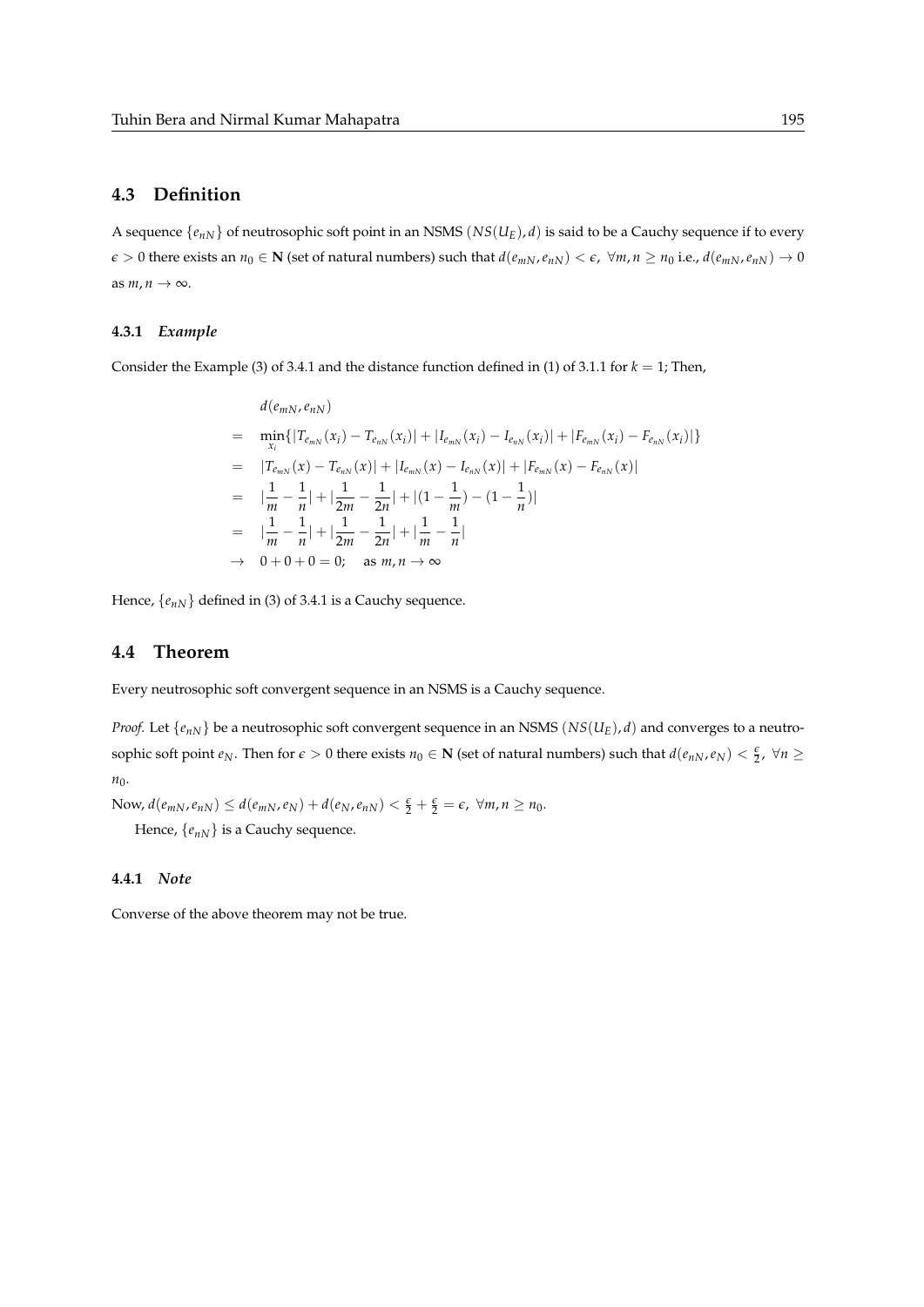## 4.3 Definition

A sequence $\{e_{nN}\}$ of neutrosophic soft point in an NSMS $(NS(U_E), d)$ is said to be a Cauchy sequence if to every $\epsilon > 0$ there exists an $n_0 \in \mathbf{N}$ (set of natural numbers) such that $d(e_{mN}, e_{nN}) < \epsilon, \ \forall m, n \geq n_0$ i.e., $d(e_{mN}, e_{nN}) \to 0$ as $m, n \to \infty$.

### 4.3.1 *Example*

Consider the Example (3) of 3.4.1 and the distance function defined in (1) of 3.1.1 for $k = 1$; Then,

$$
\begin{aligned}
& d(e_{mN}, e_{nN}) \\
= \ & \min_{x_i} \{|T_{e_{mN}}(x_i) - T_{e_{nN}}(x_i)| + |I_{e_{mN}}(x_i) - I_{e_{nN}}(x_i)| + |F_{e_{mN}}(x_i) - F_{e_{nN}}(x_i)|\} \\
= \ & |T_{e_{mN}}(x) - T_{e_{nN}}(x)| + |I_{e_{mN}}(x) - I_{e_{nN}}(x)| + |F_{e_{mN}}(x) - F_{e_{nN}}(x)| \\
= \ & |\frac{1}{m} - \frac{1}{n}| + |\frac{1}{2m} - \frac{1}{2n}| + |(1 - \frac{1}{m}) - (1 - \frac{1}{n})| \\
= \ & |\frac{1}{m} - \frac{1}{n}| + |\frac{1}{2m} - \frac{1}{2n}| + |\frac{1}{m} - \frac{1}{n}| \\
\to \ & 0 + 0 + 0 = 0; \quad \text{as } m, n \to \infty
\end{aligned}
$$

Hence, $\{e_{nN}\}$ defined in (3) of 3.4.1 is a Cauchy sequence.

## 4.4 Theorem

Every neutrosophic soft convergent sequence in an NSMS is a Cauchy sequence.

*Proof.* Let $\{e_{nN}\}$ be a neutrosophic soft convergent sequence in an NSMS $(NS(U_E), d)$ and converges to a neutrosophic soft point $e_N$. Then for $\epsilon > 0$ there exists $n_0 \in \mathbf{N}$ (set of natural numbers) such that $d(e_{nN}, e_N) < \frac{\epsilon}{2}, \ \forall n \geq n_0$.

Now, $d(e_{mN}, e_{nN}) \leq d(e_{mN}, e_N) + d(e_N, e_{nN}) < \frac{\epsilon}{2} + \frac{\epsilon}{2} = \epsilon, \ \forall m, n \geq n_0$.

Hence, $\{e_{nN}\}$ is a Cauchy sequence.

### 4.4.1 *Note*

Converse of the above theorem may not be true.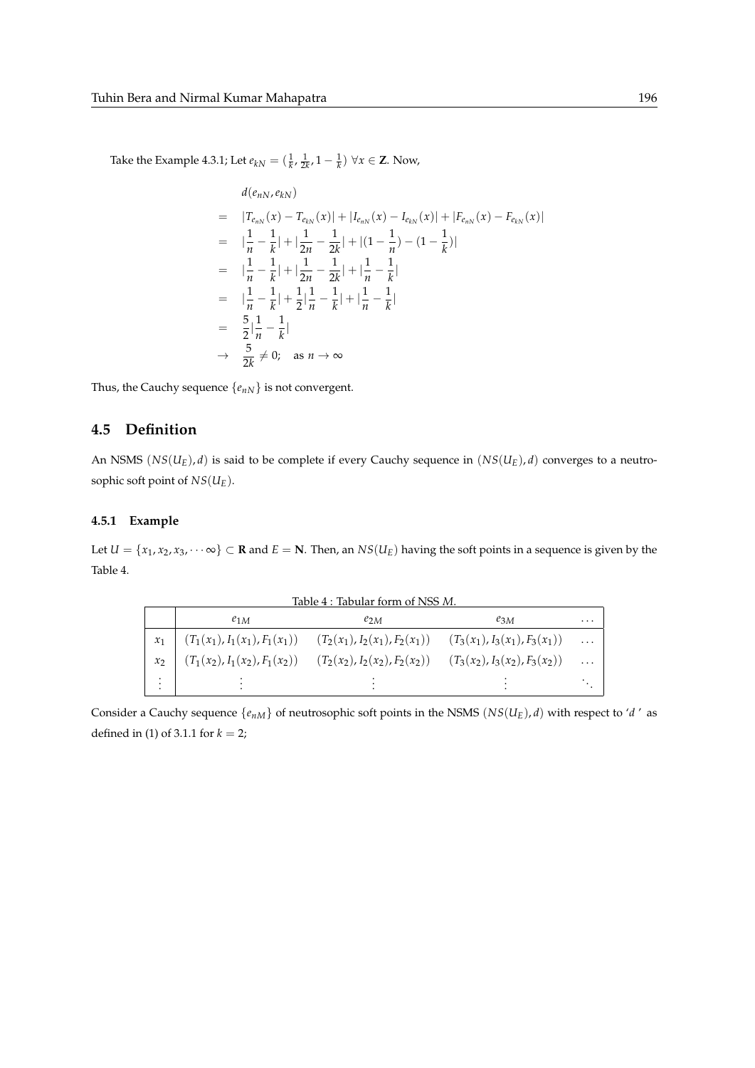Take the Example 4.3.1; Let $e_{kN} = (\frac{1}{k}, \frac{1}{2k}, 1 - \frac{1}{k})\ \forall x \in \mathbf{Z}$. Now,

$$
\begin{aligned}
& d(e_{nN}, e_{kN}) \\
= \ & |T_{e_{nN}}(x) - T_{e_{kN}}(x)| + |I_{e_{nN}}(x) - I_{e_{kN}}(x)| + |F_{e_{nN}}(x) - F_{e_{kN}}(x)| \\
= \ & |\frac{1}{n} - \frac{1}{k}| + |\frac{1}{2n} - \frac{1}{2k}| + |(1 - \frac{1}{n}) - (1 - \frac{1}{k})| \\
= \ & |\frac{1}{n} - \frac{1}{k}| + |\frac{1}{2n} - \frac{1}{2k}| + |\frac{1}{n} - \frac{1}{k}| \\
= \ & |\frac{1}{n} - \frac{1}{k}| + \frac{1}{2}|\frac{1}{n} - \frac{1}{k}| + |\frac{1}{n} - \frac{1}{k}| \\
= \ & \frac{5}{2}|\frac{1}{n} - \frac{1}{k}| \\
\to \ & \frac{5}{2k} \neq 0; \quad \text{as } n \to \infty
\end{aligned}
$$

Thus, the Cauchy sequence $\{e_{nN}\}$ is not convergent.

## 4.5 Definition

An NSMS $(NS(U_E), d)$ is said to be complete if every Cauchy sequence in $(NS(U_E), d)$ converges to a neutrosophic soft point of $NS(U_E)$.

### 4.5.1 Example

Let $U = \{x_1, x_2, x_3, \cdots \infty\} \subset \mathbf{R}$ and $E = \mathbf{N}$. Then, an $NS(U_E)$ having the soft points in a sequence is given by the Table 4.

Table 4 : Tabular form of NSS $M$.

| | $e_{1M}$ | $e_{2M}$ | $e_{3M}$ | $\cdots$ |
|---|---|---|---|---|
| $x_1$ | $(T_1(x_1), I_1(x_1), F_1(x_1))$ | $(T_2(x_1), I_2(x_1), F_2(x_1))$ | $(T_3(x_1), I_3(x_1), F_3(x_1))$ | $\cdots$ |
| $x_2$ | $(T_1(x_2), I_1(x_2), F_1(x_2))$ | $(T_2(x_2), I_2(x_2), F_2(x_2))$ | $(T_3(x_2), I_3(x_2), F_3(x_2))$ | $\cdots$ |
| $\vdots$ | $\vdots$ | $\vdots$ | $\vdots$ | $\ddots$ |

Consider a Cauchy sequence $\{e_{nM}\}$ of neutrosophic soft points in the NSMS $(NS(U_E), d)$ with respect to '$d$' as defined in (1) of 3.1.1 for $k = 2$;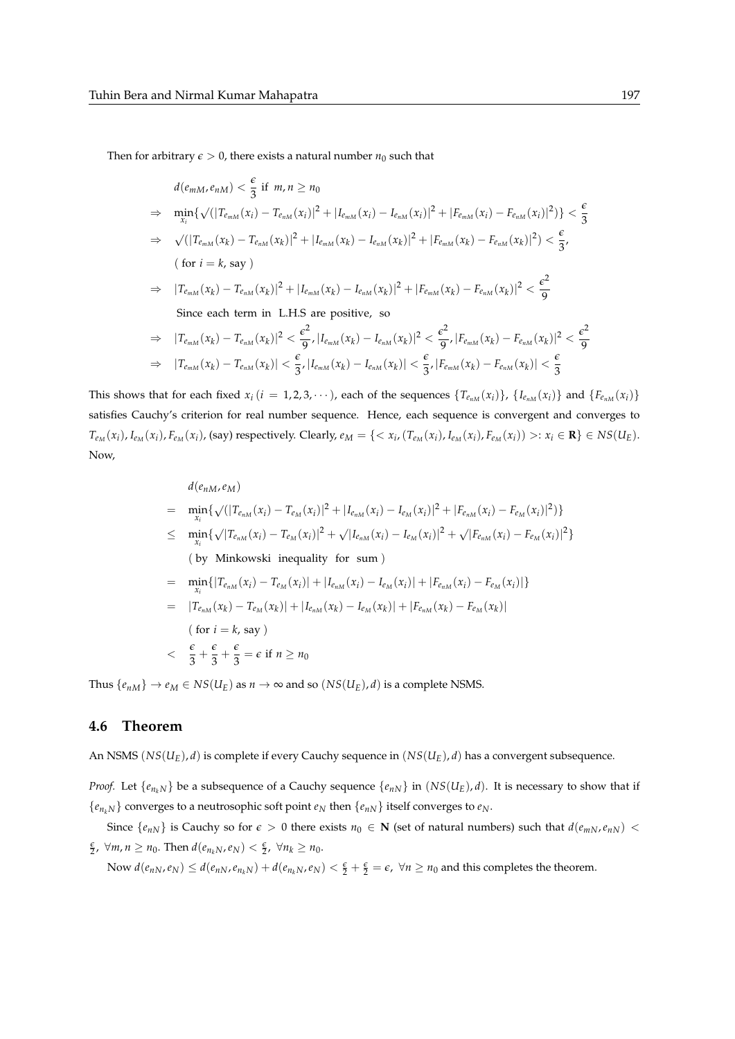Then for arbitrary $\epsilon > 0$, there exists a natural number $n_0$ such that

$$
\begin{aligned}
& d(e_{mM}, e_{nM}) < \frac{\epsilon}{3} \text{ if } m, n \geq n_0 \\
\Rightarrow \quad & \min_{x_i}\{\sqrt{(|T_{e_{mM}}(x_i) - T_{e_{nM}}(x_i)|^2 + |I_{e_{mM}}(x_i) - I_{e_{nM}}(x_i)|^2 + |F_{e_{mM}}(x_i) - F_{e_{nM}}(x_i)|^2)}\} < \frac{\epsilon}{3} \\
\Rightarrow \quad & \sqrt{(|T_{e_{mM}}(x_k) - T_{e_{nM}}(x_k)|^2 + |I_{e_{mM}}(x_k) - I_{e_{nM}}(x_k)|^2 + |F_{e_{mM}}(x_k) - F_{e_{nM}}(x_k)|^2)} < \frac{\epsilon}{3}, \\
& (\text{ for } i = k, \text{ say }) \\
\Rightarrow \quad & |T_{e_{mM}}(x_k) - T_{e_{nM}}(x_k)|^2 + |I_{e_{mM}}(x_k) - I_{e_{nM}}(x_k)|^2 + |F_{e_{mM}}(x_k) - F_{e_{nM}}(x_k)|^2 < \frac{\epsilon^2}{9} \\
& \text{Since each term in L.H.S are positive, so} \\
\Rightarrow \quad & |T_{e_{mM}}(x_k) - T_{e_{nM}}(x_k)|^2 < \frac{\epsilon^2}{9}, |I_{e_{mM}}(x_k) - I_{e_{nM}}(x_k)|^2 < \frac{\epsilon^2}{9}, |F_{e_{mM}}(x_k) - F_{e_{nM}}(x_k)|^2 < \frac{\epsilon^2}{9} \\
\Rightarrow \quad & |T_{e_{mM}}(x_k) - T_{e_{nM}}(x_k)| < \frac{\epsilon}{3}, |I_{e_{mM}}(x_k) - I_{e_{nM}}(x_k)| < \frac{\epsilon}{3}, |F_{e_{mM}}(x_k) - F_{e_{nM}}(x_k)| < \frac{\epsilon}{3}
\end{aligned}
$$

This shows that for each fixed $x_i\,(i = 1, 2, 3, \cdots)$, each of the sequences $\{T_{e_{nM}}(x_i)\}$, $\{I_{e_{nM}}(x_i)\}$ and $\{F_{e_{nM}}(x_i)\}$ satisfies Cauchy's criterion for real number sequence. Hence, each sequence is convergent and converges to $T_{e_M}(x_i), I_{e_M}(x_i), F_{e_M}(x_i)$, (say) respectively. Clearly, $e_M = \{< x_i, (T_{e_M}(x_i), I_{e_M}(x_i), F_{e_M}(x_i)) >: x_i \in \mathbf{R}\} \in NS(U_E)$. Now,

$$
\begin{aligned}
& d(e_{nM}, e_M) \\
= \quad & \min_{x_i}\{\sqrt{(|T_{e_{nM}}(x_i) - T_{e_M}(x_i)|^2 + |I_{e_{nM}}(x_i) - I_{e_M}(x_i)|^2 + |F_{e_{nM}}(x_i) - F_{e_M}(x_i)|^2)}\} \\
\leq \quad & \min_{x_i}\{\sqrt{|T_{e_{nM}}(x_i) - T_{e_M}(x_i)|^2} + \sqrt{|I_{e_{nM}}(x_i) - I_{e_M}(x_i)|^2} + \sqrt{|F_{e_{nM}}(x_i) - F_{e_M}(x_i)|^2}\} \\
& (\text{ by Minkowski inequality for sum }) \\
= \quad & \min_{x_i}\{|T_{e_{nM}}(x_i) - T_{e_M}(x_i)| + |I_{e_{nM}}(x_i) - I_{e_M}(x_i)| + |F_{e_{nM}}(x_i) - F_{e_M}(x_i)|\} \\
= \quad & |T_{e_{nM}}(x_k) - T_{e_M}(x_k)| + |I_{e_{nM}}(x_k) - I_{e_M}(x_k)| + |F_{e_{nM}}(x_k) - F_{e_M}(x_k)| \\
& (\text{ for } i = k, \text{ say }) \\
< \quad & \frac{\epsilon}{3} + \frac{\epsilon}{3} + \frac{\epsilon}{3} = \epsilon \text{ if } n \geq n_0
\end{aligned}
$$

Thus $\{e_{nM}\} \to e_M \in NS(U_E)$ as $n \to \infty$ and so $(NS(U_E), d)$ is a complete NSMS.

## 4.6 Theorem

An NSMS $(NS(U_E), d)$ is complete if every Cauchy sequence in $(NS(U_E), d)$ has a convergent subsequence.

*Proof.* Let $\{e_{n_kN}\}$ be a subsequence of a Cauchy sequence $\{e_{nN}\}$ in $(NS(U_E), d)$. It is necessary to show that if $\{e_{n_kN}\}$ converges to a neutrosophic soft point $e_N$ then $\{e_{nN}\}$ itself converges to $e_N$.

Since $\{e_{nN}\}$ is Cauchy so for $\epsilon > 0$ there exists $n_0 \in \mathbf{N}$ (set of natural numbers) such that $d(e_{mN}, e_{nN}) < \frac{\epsilon}{2}$, $\forall m, n \geq n_0$. Then $d(e_{n_kN}, e_N) < \frac{\epsilon}{2}$, $\forall n_k \geq n_0$.

Now $d(e_{nN}, e_N) \leq d(e_{nN}, e_{n_kN}) + d(e_{n_kN}, e_N) < \frac{\epsilon}{2} + \frac{\epsilon}{2} = \epsilon$, $\forall n \geq n_0$ and this completes the theorem.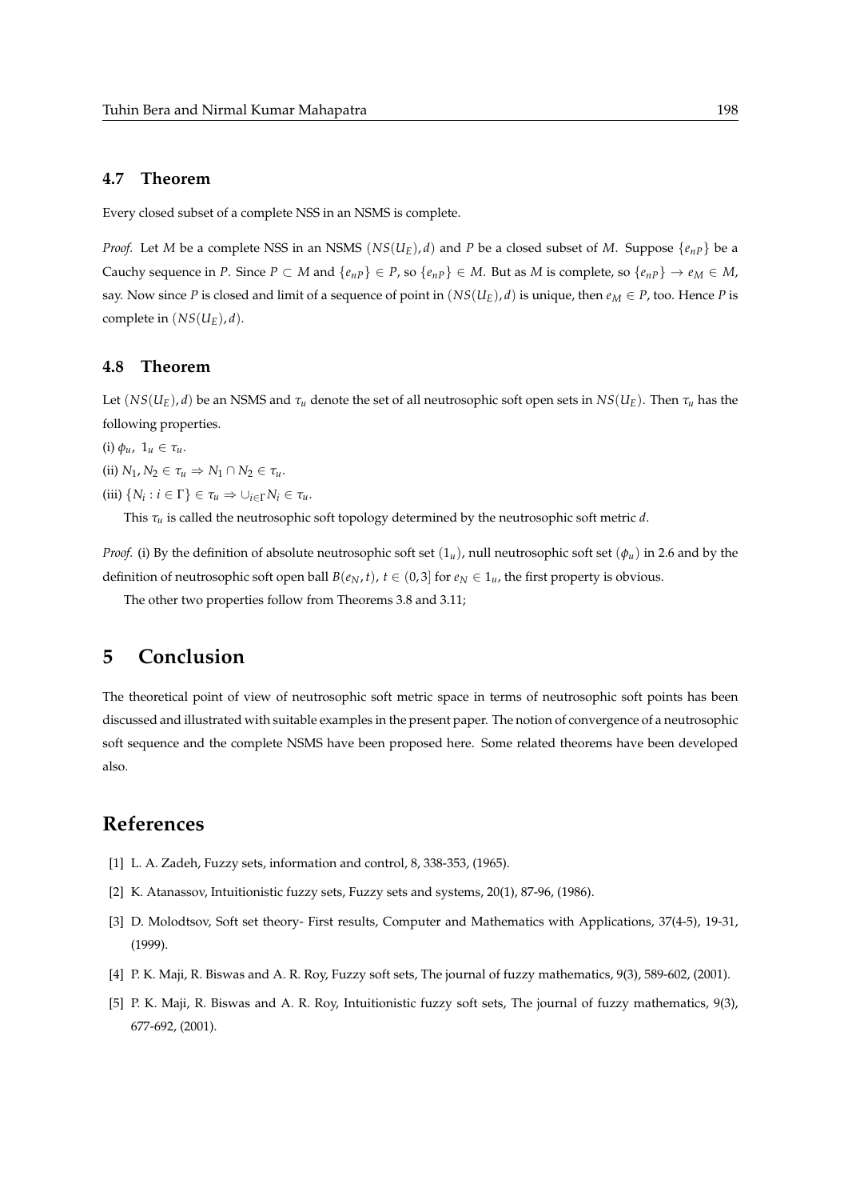### 4.7 Theorem

Every closed subset of a complete NSS in an NSMS is complete.

*Proof.* Let $M$ be a complete NSS in an NSMS $(NS(U_E), d)$ and $P$ be a closed subset of $M$. Suppose $\{e_{nP}\}$ be a Cauchy sequence in $P$. Since $P \subset M$ and $\{e_{nP}\} \in P$, so $\{e_{nP}\} \in M$. But as $M$ is complete, so $\{e_{nP}\} \to e_M \in M$, say. Now since $P$ is closed and limit of a sequence of point in $(NS(U_E), d)$ is unique, then $e_M \in P$, too. Hence $P$ is complete in $(NS(U_E), d)$.

### 4.8 Theorem

Let $(NS(U_E), d)$ be an NSMS and $\tau_u$ denote the set of all neutrosophic soft open sets in $NS(U_E)$. Then $\tau_u$ has the following properties.

(i) $\phi_u,\ 1_u \in \tau_u$.

(ii) $N_1, N_2 \in \tau_u \Rightarrow N_1 \cap N_2 \in \tau_u$.

(iii) $\{N_i : i \in \Gamma\} \in \tau_u \Rightarrow \cup_{i \in \Gamma} N_i \in \tau_u$.

This $\tau_u$ is called the neutrosophic soft topology determined by the neutrosophic soft metric $d$.

*Proof.* (i) By the definition of absolute neutrosophic soft set $(1_u)$, null neutrosophic soft set $(\phi_u)$ in 2.6 and by the definition of neutrosophic soft open ball $B(e_N, t)$, $t \in (0, 3]$ for $e_N \in 1_u$, the first property is obvious.

The other two properties follow from Theorems 3.8 and 3.11;

## 5 Conclusion

The theoretical point of view of neutrosophic soft metric space in terms of neutrosophic soft points has been discussed and illustrated with suitable examples in the present paper. The notion of convergence of a neutrosophic soft sequence and the complete NSMS have been proposed here. Some related theorems have been developed also.

## References

[1] L. A. Zadeh, Fuzzy sets, information and control, 8, 338-353, (1965).

[2] K. Atanassov, Intuitionistic fuzzy sets, Fuzzy sets and systems, 20(1), 87-96, (1986).

[3] D. Molodtsov, Soft set theory- First results, Computer and Mathematics with Applications, 37(4-5), 19-31, (1999).

[4] P. K. Maji, R. Biswas and A. R. Roy, Fuzzy soft sets, The journal of fuzzy mathematics, 9(3), 589-602, (2001).

[5] P. K. Maji, R. Biswas and A. R. Roy, Intuitionistic fuzzy soft sets, The journal of fuzzy mathematics, 9(3), 677-692, (2001).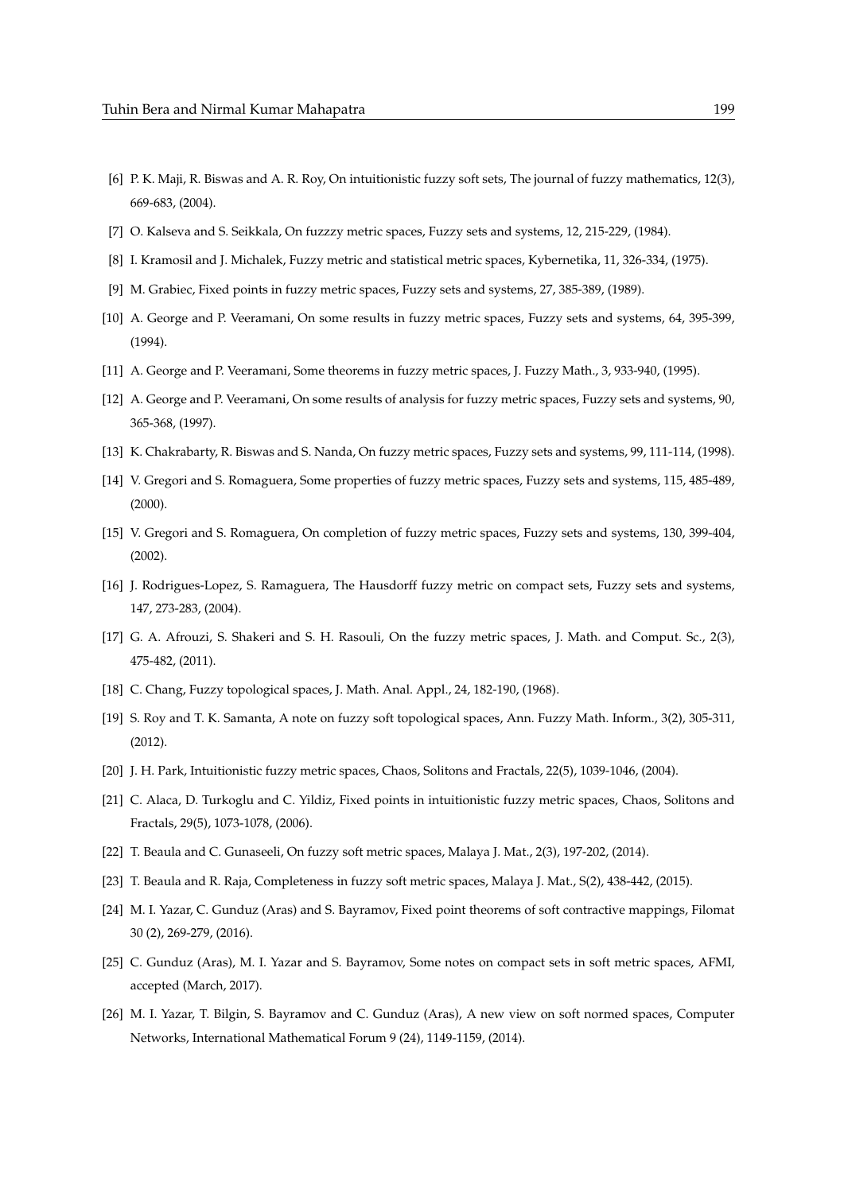[6] P. K. Maji, R. Biswas and A. R. Roy, On intuitionistic fuzzy soft sets, The journal of fuzzy mathematics, 12(3), 669-683, (2004).

[7] O. Kalseva and S. Seikkala, On fuzzzy metric spaces, Fuzzy sets and systems, 12, 215-229, (1984).

[8] I. Kramosil and J. Michalek, Fuzzy metric and statistical metric spaces, Kybernetika, 11, 326-334, (1975).

[9] M. Grabiec, Fixed points in fuzzy metric spaces, Fuzzy sets and systems, 27, 385-389, (1989).

[10] A. George and P. Veeramani, On some results in fuzzy metric spaces, Fuzzy sets and systems, 64, 395-399, (1994).

[11] A. George and P. Veeramani, Some theorems in fuzzy metric spaces, J. Fuzzy Math., 3, 933-940, (1995).

[12] A. George and P. Veeramani, On some results of analysis for fuzzy metric spaces, Fuzzy sets and systems, 90, 365-368, (1997).

[13] K. Chakrabarty, R. Biswas and S. Nanda, On fuzzy metric spaces, Fuzzy sets and systems, 99, 111-114, (1998).

[14] V. Gregori and S. Romaguera, Some properties of fuzzy metric spaces, Fuzzy sets and systems, 115, 485-489, (2000).

[15] V. Gregori and S. Romaguera, On completion of fuzzy metric spaces, Fuzzy sets and systems, 130, 399-404, (2002).

[16] J. Rodrigues-Lopez, S. Ramaguera, The Hausdorff fuzzy metric on compact sets, Fuzzy sets and systems, 147, 273-283, (2004).

[17] G. A. Afrouzi, S. Shakeri and S. H. Rasouli, On the fuzzy metric spaces, J. Math. and Comput. Sc., 2(3), 475-482, (2011).

[18] C. Chang, Fuzzy topological spaces, J. Math. Anal. Appl., 24, 182-190, (1968).

[19] S. Roy and T. K. Samanta, A note on fuzzy soft topological spaces, Ann. Fuzzy Math. Inform., 3(2), 305-311, (2012).

[20] J. H. Park, Intuitionistic fuzzy metric spaces, Chaos, Solitons and Fractals, 22(5), 1039-1046, (2004).

[21] C. Alaca, D. Turkoglu and C. Yildiz, Fixed points in intuitionistic fuzzy metric spaces, Chaos, Solitons and Fractals, 29(5), 1073-1078, (2006).

[22] T. Beaula and C. Gunaseeli, On fuzzy soft metric spaces, Malaya J. Mat., 2(3), 197-202, (2014).

[23] T. Beaula and R. Raja, Completeness in fuzzy soft metric spaces, Malaya J. Mat., S(2), 438-442, (2015).

[24] M. I. Yazar, C. Gunduz (Aras) and S. Bayramov, Fixed point theorems of soft contractive mappings, Filomat 30 (2), 269-279, (2016).

[25] C. Gunduz (Aras), M. I. Yazar and S. Bayramov, Some notes on compact sets in soft metric spaces, AFMI, accepted (March, 2017).

[26] M. I. Yazar, T. Bilgin, S. Bayramov and C. Gunduz (Aras), A new view on soft normed spaces, Computer Networks, International Mathematical Forum 9 (24), 1149-1159, (2014).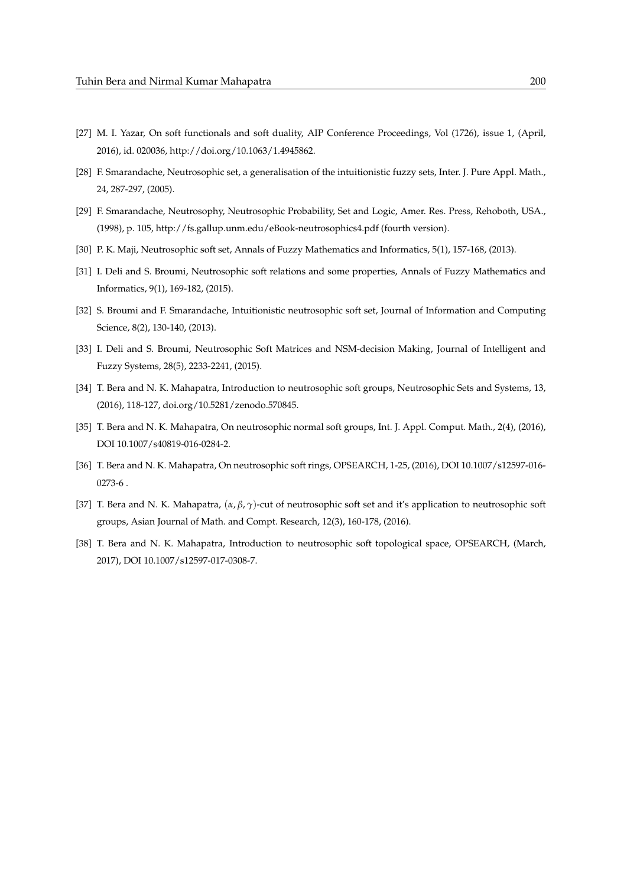[27] M. I. Yazar, On soft functionals and soft duality, AIP Conference Proceedings, Vol (1726), issue 1, (April, 2016), id. 020036, http://doi.org/10.1063/1.4945862.

[28] F. Smarandache, Neutrosophic set, a generalisation of the intuitionistic fuzzy sets, Inter. J. Pure Appl. Math., 24, 287-297, (2005).

[29] F. Smarandache, Neutrosophy, Neutrosophic Probability, Set and Logic, Amer. Res. Press, Rehoboth, USA., (1998), p. 105, http://fs.gallup.unm.edu/eBook-neutrosophics4.pdf (fourth version).

[30] P. K. Maji, Neutrosophic soft set, Annals of Fuzzy Mathematics and Informatics, 5(1), 157-168, (2013).

[31] I. Deli and S. Broumi, Neutrosophic soft relations and some properties, Annals of Fuzzy Mathematics and Informatics, 9(1), 169-182, (2015).

[32] S. Broumi and F. Smarandache, Intuitionistic neutrosophic soft set, Journal of Information and Computing Science, 8(2), 130-140, (2013).

[33] I. Deli and S. Broumi, Neutrosophic Soft Matrices and NSM-decision Making, Journal of Intelligent and Fuzzy Systems, 28(5), 2233-2241, (2015).

[34] T. Bera and N. K. Mahapatra, Introduction to neutrosophic soft groups, Neutrosophic Sets and Systems, 13, (2016), 118-127, doi.org/10.5281/zenodo.570845.

[35] T. Bera and N. K. Mahapatra, On neutrosophic normal soft groups, Int. J. Appl. Comput. Math., 2(4), (2016), DOI 10.1007/s40819-016-0284-2.

[36] T. Bera and N. K. Mahapatra, On neutrosophic soft rings, OPSEARCH, 1-25, (2016), DOI 10.1007/s12597-016-0273-6 .

[37] T. Bera and N. K. Mahapatra, $(\alpha, \beta, \gamma)$-cut of neutrosophic soft set and it's application to neutrosophic soft groups, Asian Journal of Math. and Compt. Research, 12(3), 160-178, (2016).

[38] T. Bera and N. K. Mahapatra, Introduction to neutrosophic soft topological space, OPSEARCH, (March, 2017), DOI 10.1007/s12597-017-0308-7.